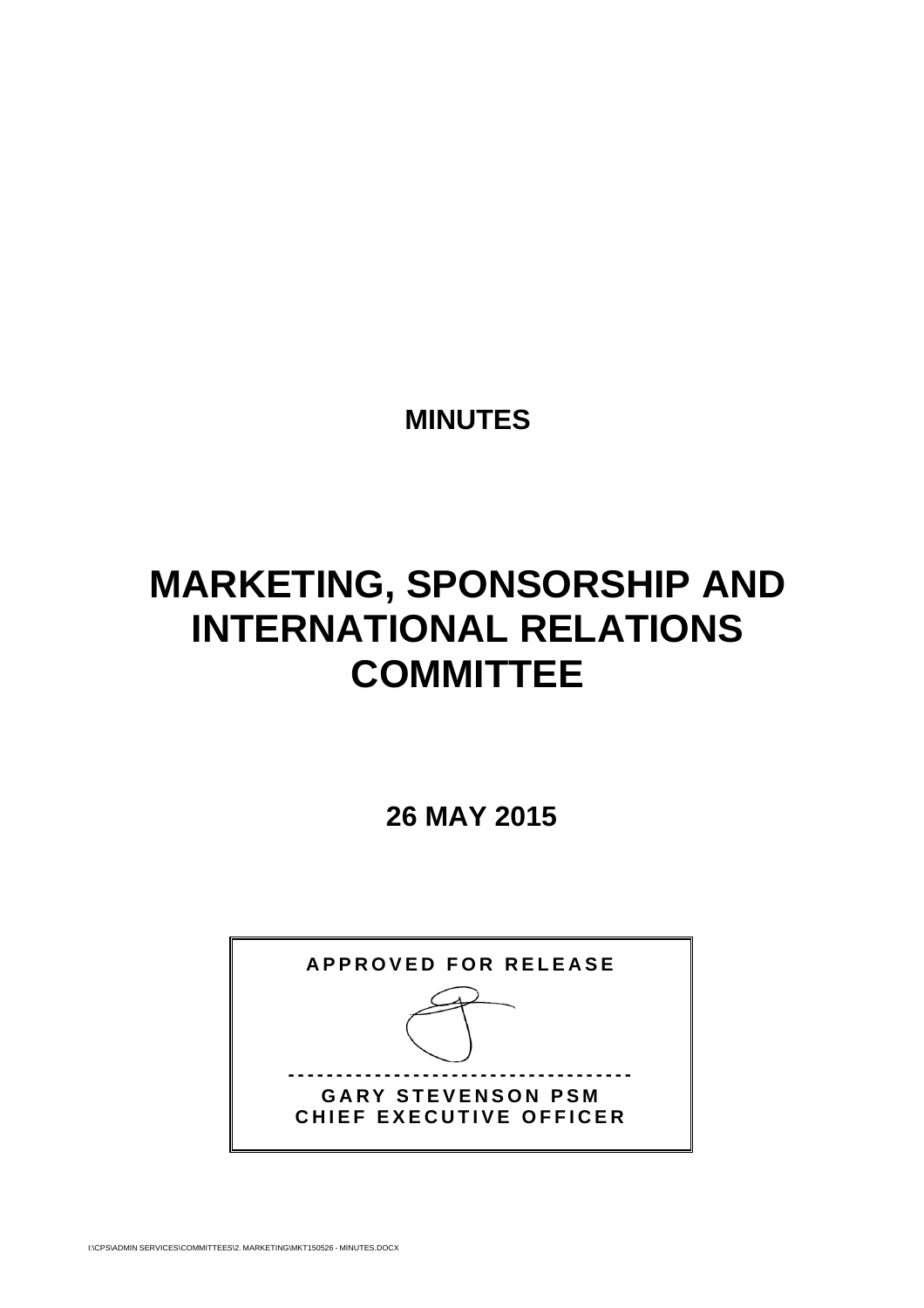# MINUTES

# MARKETING, SPONSORSHIP AND INTERNATIONAL RELATIONS COMMITTEE

**26 MAY 2015**

**APPROVED FOR RELEASE**

-----------------------------------

**GARY STEVENSON PSM**
**CHIEF EXECUTIVE OFFICER**

I:\CPS\ADMIN SERVICES\COMMITTEES\2. MARKETING\MKT150526 - MINUTES.DOCX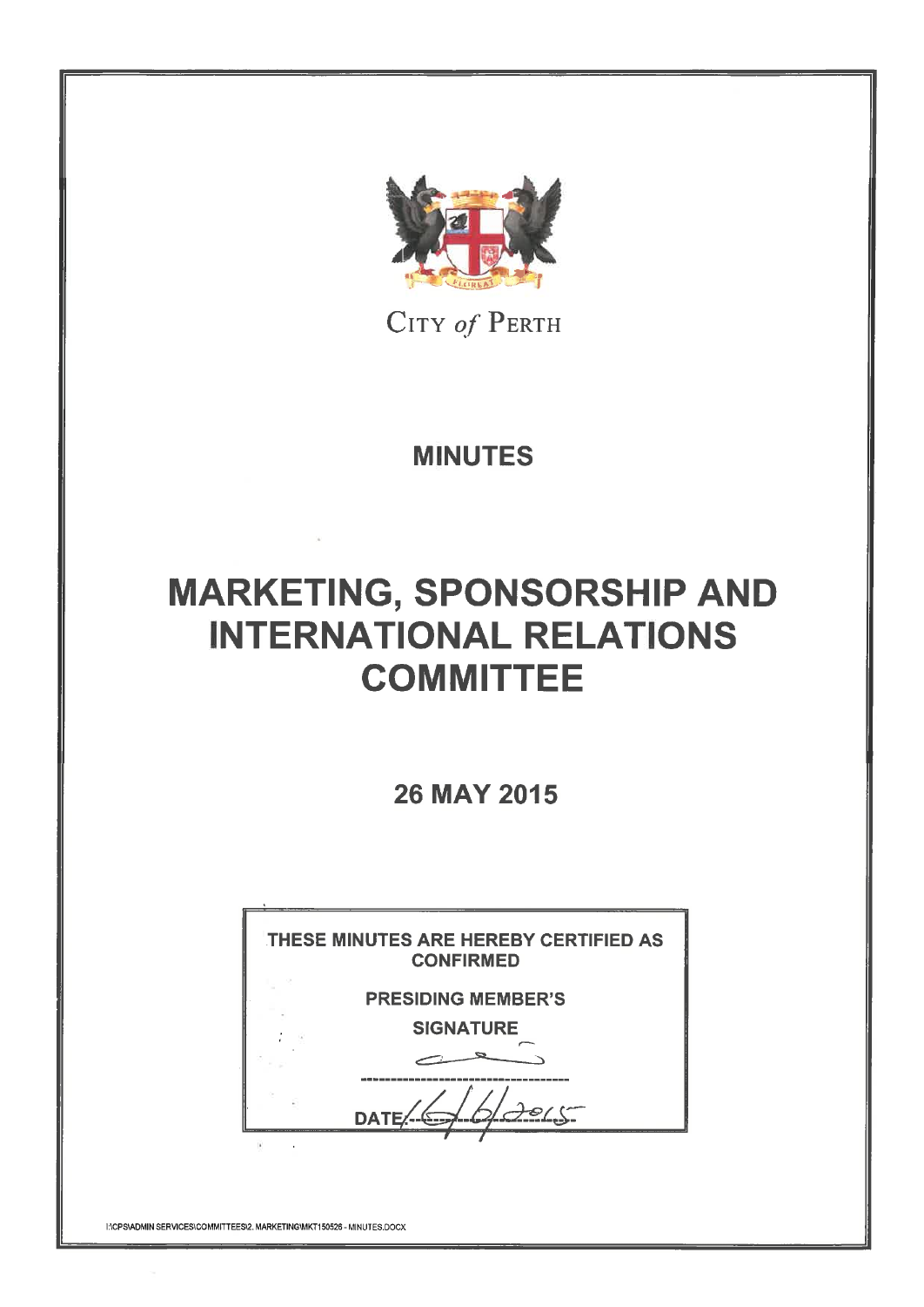CITY *of* PERTH

# MINUTES

# MARKETING, SPONSORSHIP AND INTERNATIONAL RELATIONS COMMITTEE

## 26 MAY 2015

THESE MINUTES ARE HEREBY CERTIFIED AS CONFIRMED

PRESIDING MEMBER'S SIGNATURE

---

DATE: 16/6/2015

I:\CPS\ADMIN SERVICES\COMMITTEES\2. MARKETING\MKT150526 - MINUTES.DOCX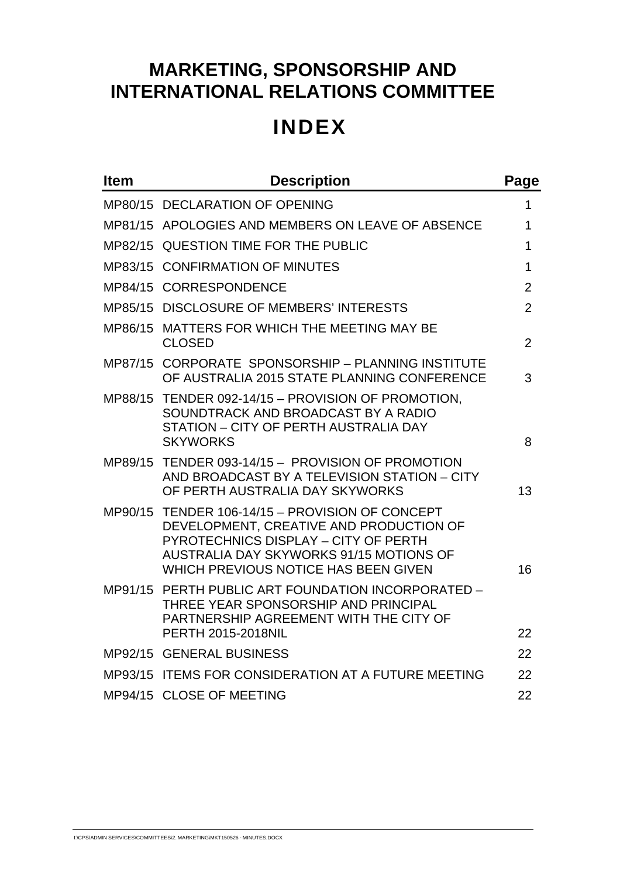# MARKETING, SPONSORSHIP AND INTERNATIONAL RELATIONS COMMITTEE

# INDEX

| Item | Description | Page |
|---|---|---|
| MP80/15 | DECLARATION OF OPENING | 1 |
| MP81/15 | APOLOGIES AND MEMBERS ON LEAVE OF ABSENCE | 1 |
| MP82/15 | QUESTION TIME FOR THE PUBLIC | 1 |
| MP83/15 | CONFIRMATION OF MINUTES | 1 |
| MP84/15 | CORRESPONDENCE | 2 |
| MP85/15 | DISCLOSURE OF MEMBERS' INTERESTS | 2 |
| MP86/15 | MATTERS FOR WHICH THE MEETING MAY BE CLOSED | 2 |
| MP87/15 | CORPORATE SPONSORSHIP – PLANNING INSTITUTE OF AUSTRALIA 2015 STATE PLANNING CONFERENCE | 3 |
| MP88/15 | TENDER 092-14/15 – PROVISION OF PROMOTION, SOUNDTRACK AND BROADCAST BY A RADIO STATION – CITY OF PERTH AUSTRALIA DAY SKYWORKS | 8 |
| MP89/15 | TENDER 093-14/15 – PROVISION OF PROMOTION AND BROADCAST BY A TELEVISION STATION – CITY OF PERTH AUSTRALIA DAY SKYWORKS | 13 |
| MP90/15 | TENDER 106-14/15 – PROVISION OF CONCEPT DEVELOPMENT, CREATIVE AND PRODUCTION OF PYROTECHNICS DISPLAY – CITY OF PERTH AUSTRALIA DAY SKYWORKS 91/15 MOTIONS OF WHICH PREVIOUS NOTICE HAS BEEN GIVEN | 16 |
| MP91/15 | PERTH PUBLIC ART FOUNDATION INCORPORATED – THREE YEAR SPONSORSHIP AND PRINCIPAL PARTNERSHIP AGREEMENT WITH THE CITY OF PERTH 2015-2018NIL | 22 |
| MP92/15 | GENERAL BUSINESS | 22 |
| MP93/15 | ITEMS FOR CONSIDERATION AT A FUTURE MEETING | 22 |
| MP94/15 | CLOSE OF MEETING | 22 |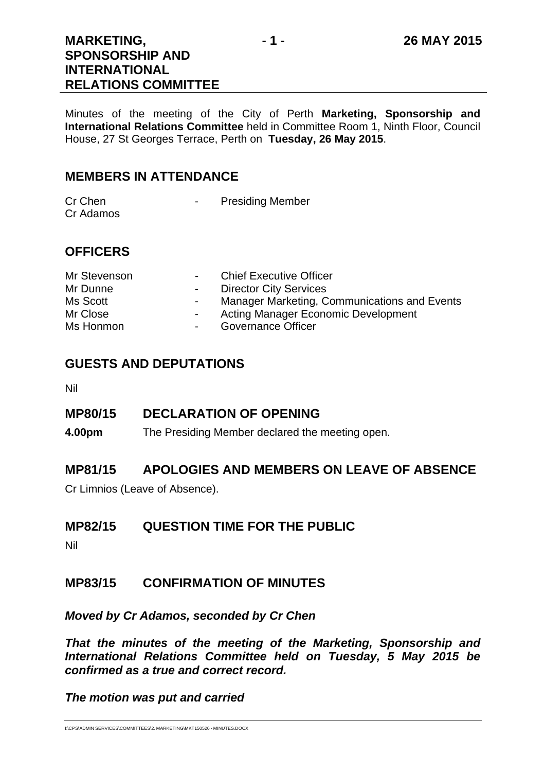Minutes of the meeting of the City of Perth **Marketing, Sponsorship and International Relations Committee** held in Committee Room 1, Ninth Floor, Council House, 27 St Georges Terrace, Perth on **Tuesday, 26 May 2015**.

## MEMBERS IN ATTENDANCE

Cr Chen - Presiding Member
Cr Adamos

## OFFICERS

Mr Stevenson - Chief Executive Officer
Mr Dunne - Director City Services
Ms Scott - Manager Marketing, Communications and Events
Mr Close - Acting Manager Economic Development
Ms Honmon - Governance Officer

## GUESTS AND DEPUTATIONS

Nil

## MP80/15 DECLARATION OF OPENING

**4.00pm** The Presiding Member declared the meeting open.

## MP81/15 APOLOGIES AND MEMBERS ON LEAVE OF ABSENCE

Cr Limnios (Leave of Absence).

## MP82/15 QUESTION TIME FOR THE PUBLIC

Nil

## MP83/15 CONFIRMATION OF MINUTES

***Moved by Cr Adamos, seconded by Cr Chen***

***That the minutes of the meeting of the Marketing, Sponsorship and International Relations Committee held on Tuesday, 5 May 2015 be confirmed as a true and correct record.***

***The motion was put and carried***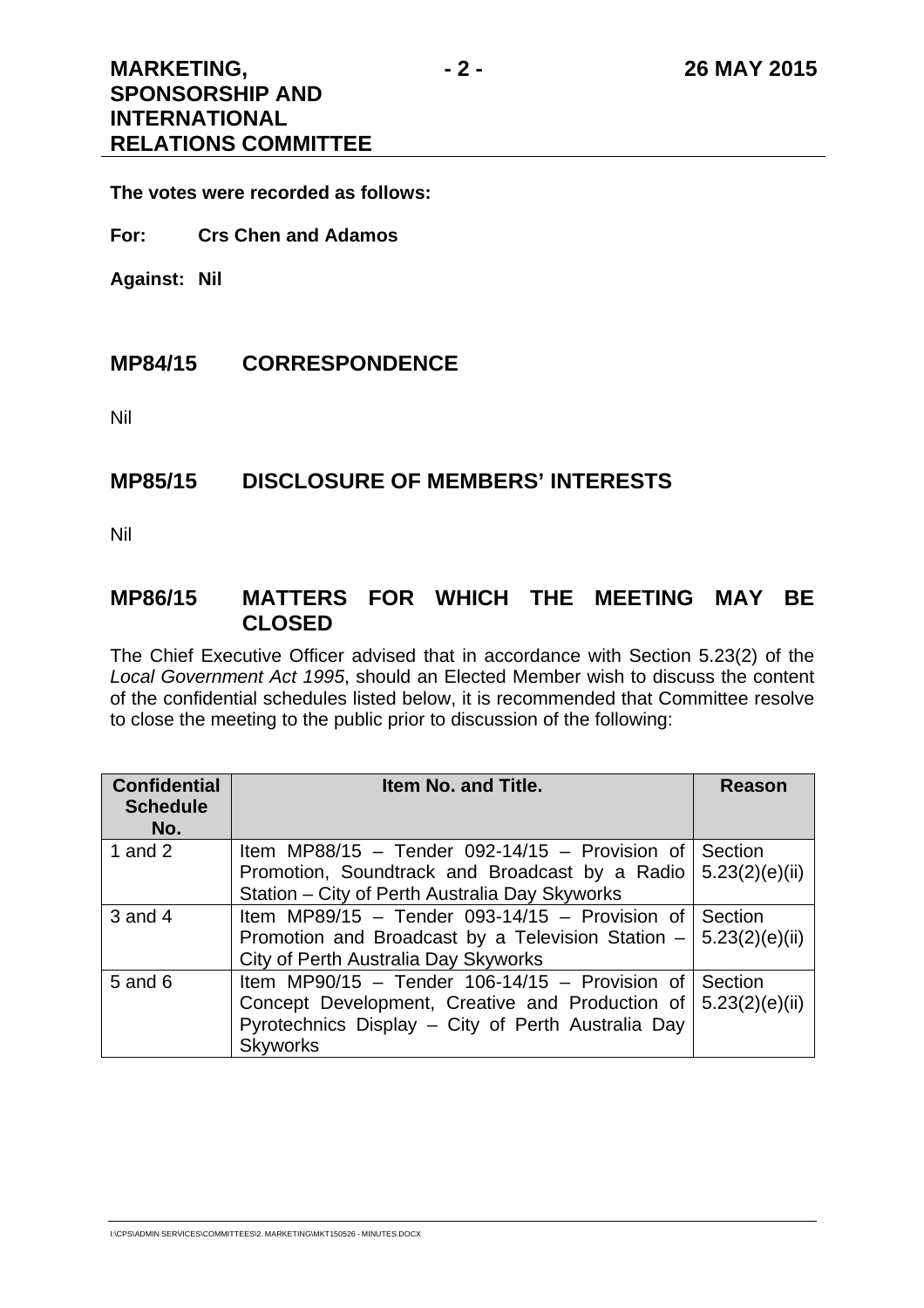**The votes were recorded as follows:**

**For: Crs Chen and Adamos**

**Against: Nil**

## MP84/15 CORRESPONDENCE

Nil

## MP85/15 DISCLOSURE OF MEMBERS' INTERESTS

Nil

## MP86/15 MATTERS FOR WHICH THE MEETING MAY BE CLOSED

The Chief Executive Officer advised that in accordance with Section 5.23(2) of the *Local Government Act 1995*, should an Elected Member wish to discuss the content of the confidential schedules listed below, it is recommended that Committee resolve to close the meeting to the public prior to discussion of the following:

| Confidential Schedule No. | Item No. and Title. | Reason |
|---|---|---|
| 1 and 2 | Item MP88/15 – Tender 092-14/15 – Provision of Promotion, Soundtrack and Broadcast by a Radio Station – City of Perth Australia Day Skyworks | Section 5.23(2)(e)(ii) |
| 3 and 4 | Item MP89/15 – Tender 093-14/15 – Provision of Promotion and Broadcast by a Television Station – City of Perth Australia Day Skyworks | Section 5.23(2)(e)(ii) |
| 5 and 6 | Item MP90/15 – Tender 106-14/15 – Provision of Concept Development, Creative and Production of Pyrotechnics Display – City of Perth Australia Day Skyworks | Section 5.23(2)(e)(ii) |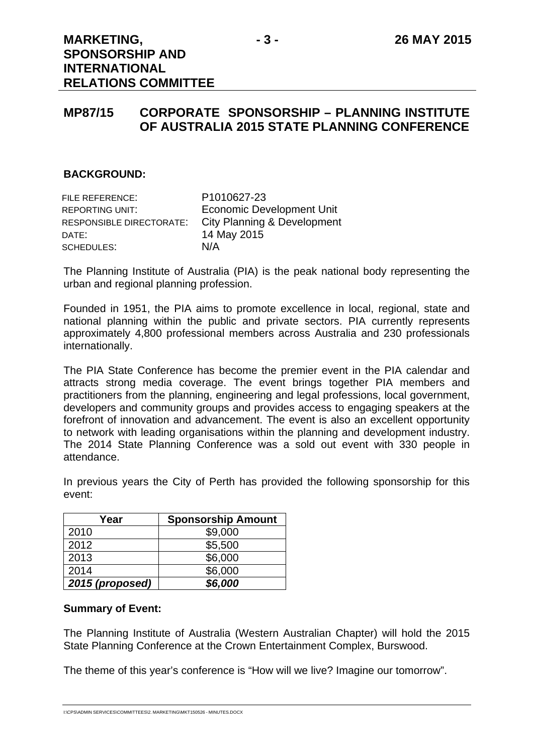## MP87/15 CORPORATE SPONSORSHIP – PLANNING INSTITUTE OF AUSTRALIA 2015 STATE PLANNING CONFERENCE

### BACKGROUND:

| | |
|---|---|
| FILE REFERENCE: | P1010627-23 |
| REPORTING UNIT: | Economic Development Unit |
| RESPONSIBLE DIRECTORATE: | City Planning & Development |
| DATE: | 14 May 2015 |
| SCHEDULES: | N/A |

The Planning Institute of Australia (PIA) is the peak national body representing the urban and regional planning profession.

Founded in 1951, the PIA aims to promote excellence in local, regional, state and national planning within the public and private sectors. PIA currently represents approximately 4,800 professional members across Australia and 230 professionals internationally.

The PIA State Conference has become the premier event in the PIA calendar and attracts strong media coverage. The event brings together PIA members and practitioners from the planning, engineering and legal professions, local government, developers and community groups and provides access to engaging speakers at the forefront of innovation and advancement. The event is also an excellent opportunity to network with leading organisations within the planning and development industry. The 2014 State Planning Conference was a sold out event with 330 people in attendance.

In previous years the City of Perth has provided the following sponsorship for this event:

| Year | Sponsorship Amount |
|---|---|
| 2010 | $9,000 |
| 2012 | $5,500 |
| 2013 | $6,000 |
| 2014 | $6,000 |
| ***2015 (proposed)*** | ***$6,000*** |

**Summary of Event:**

The Planning Institute of Australia (Western Australian Chapter) will hold the 2015 State Planning Conference at the Crown Entertainment Complex, Burswood.

The theme of this year's conference is "How will we live? Imagine our tomorrow".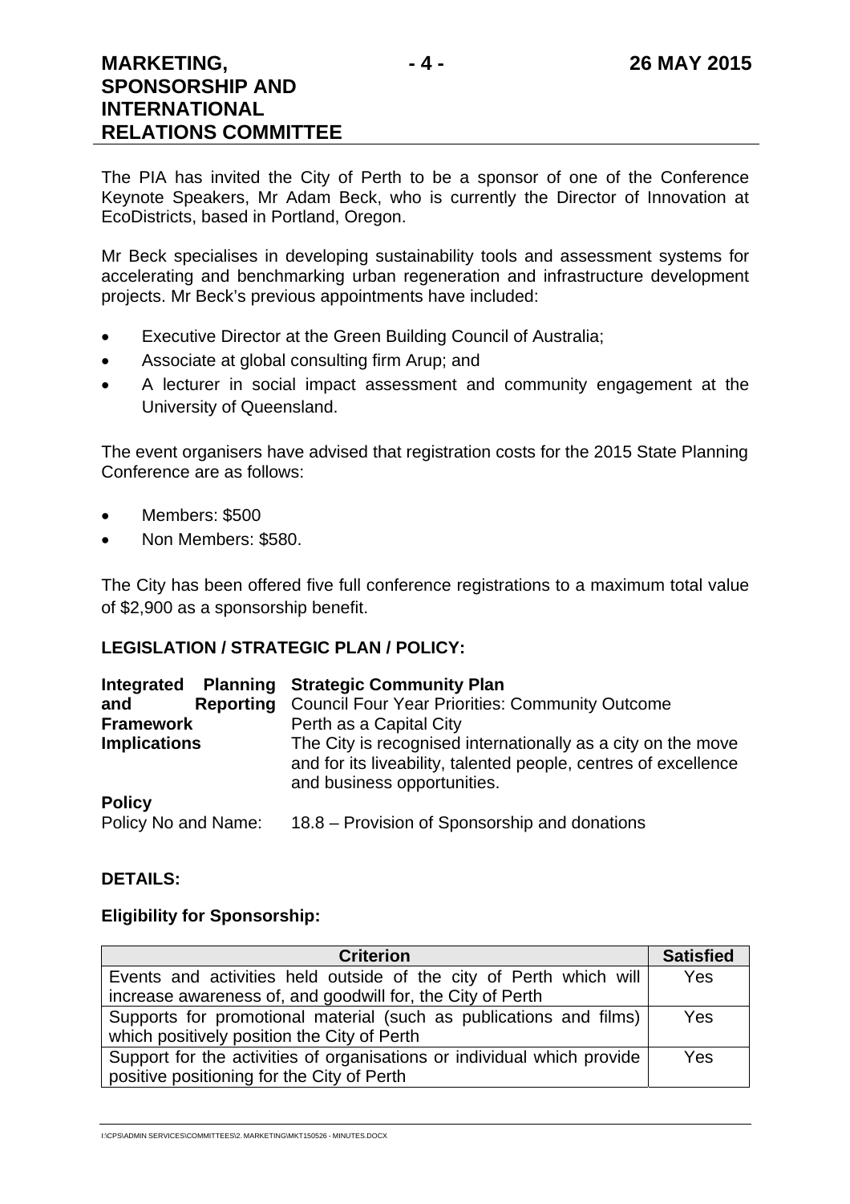The PIA has invited the City of Perth to be a sponsor of one of the Conference Keynote Speakers, Mr Adam Beck, who is currently the Director of Innovation at EcoDistricts, based in Portland, Oregon.

Mr Beck specialises in developing sustainability tools and assessment systems for accelerating and benchmarking urban regeneration and infrastructure development projects. Mr Beck's previous appointments have included:

- Executive Director at the Green Building Council of Australia;
- Associate at global consulting firm Arup; and
- A lecturer in social impact assessment and community engagement at the University of Queensland.

The event organisers have advised that registration costs for the 2015 State Planning Conference are as follows:

- Members: $500
- Non Members: $580.

The City has been offered five full conference registrations to a maximum total value of $2,900 as a sponsorship benefit.

**LEGISLATION / STRATEGIC PLAN / POLICY:**

| | |
|---|---|
| **Integrated Planning and Reporting Framework Implications** | **Strategic Community Plan**<br>Council Four Year Priorities: Community Outcome<br>Perth as a Capital City<br>The City is recognised internationally as a city on the move and for its liveability, talented people, centres of excellence and business opportunities. |
| **Policy** | |
| Policy No and Name: | 18.8 – Provision of Sponsorship and donations |

**DETAILS:**

**Eligibility for Sponsorship:**

| Criterion | Satisfied |
|---|---|
| Events and activities held outside of the city of Perth which will increase awareness of, and goodwill for, the City of Perth | Yes |
| Supports for promotional material (such as publications and films) which positively position the City of Perth | Yes |
| Support for the activities of organisations or individual which provide positive positioning for the City of Perth | Yes |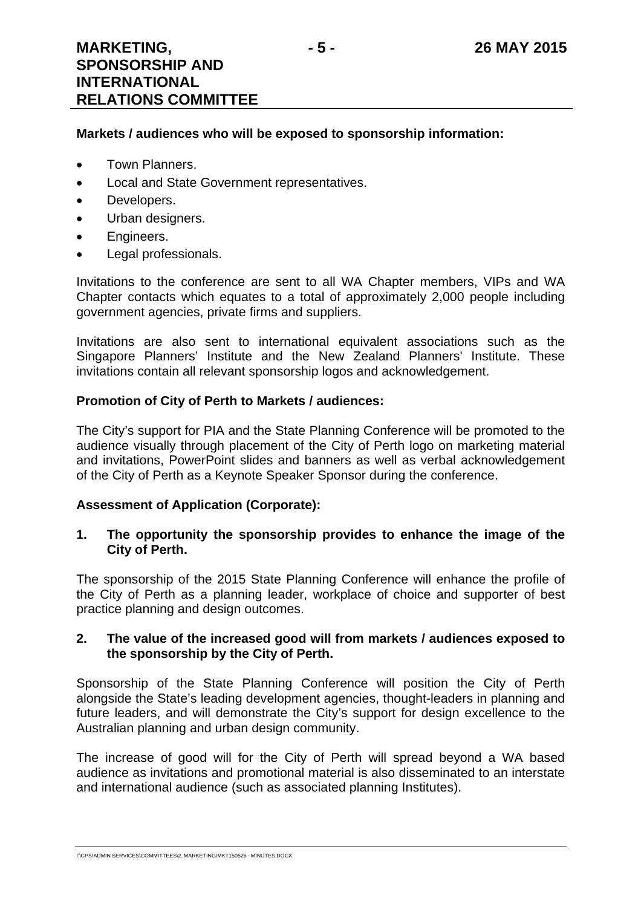**Markets / audiences who will be exposed to sponsorship information:**

- Town Planners.
- Local and State Government representatives.
- Developers.
- Urban designers.
- Engineers.
- Legal professionals.

Invitations to the conference are sent to all WA Chapter members, VIPs and WA Chapter contacts which equates to a total of approximately 2,000 people including government agencies, private firms and suppliers.

Invitations are also sent to international equivalent associations such as the Singapore Planners' Institute and the New Zealand Planners' Institute. These invitations contain all relevant sponsorship logos and acknowledgement.

**Promotion of City of Perth to Markets / audiences:**

The City's support for PIA and the State Planning Conference will be promoted to the audience visually through placement of the City of Perth logo on marketing material and invitations, PowerPoint slides and banners as well as verbal acknowledgement of the City of Perth as a Keynote Speaker Sponsor during the conference.

**Assessment of Application (Corporate):**

**1. The opportunity the sponsorship provides to enhance the image of the City of Perth.**

The sponsorship of the 2015 State Planning Conference will enhance the profile of the City of Perth as a planning leader, workplace of choice and supporter of best practice planning and design outcomes.

**2. The value of the increased good will from markets / audiences exposed to the sponsorship by the City of Perth.**

Sponsorship of the State Planning Conference will position the City of Perth alongside the State's leading development agencies, thought-leaders in planning and future leaders, and will demonstrate the City's support for design excellence to the Australian planning and urban design community.

The increase of good will for the City of Perth will spread beyond a WA based audience as invitations and promotional material is also disseminated to an interstate and international audience (such as associated planning Institutes).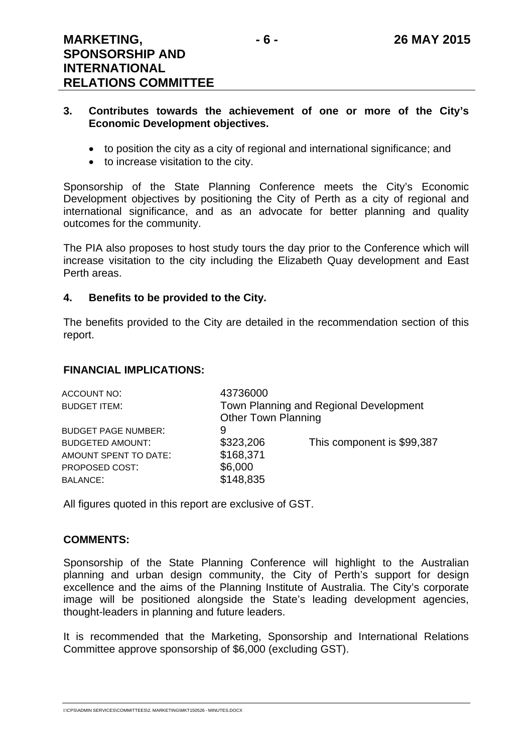**3. Contributes towards the achievement of one or more of the City's Economic Development objectives.**

- to position the city as a city of regional and international significance; and
- to increase visitation to the city.

Sponsorship of the State Planning Conference meets the City's Economic Development objectives by positioning the City of Perth as a city of regional and international significance, and as an advocate for better planning and quality outcomes for the community.

The PIA also proposes to host study tours the day prior to the Conference which will increase visitation to the city including the Elizabeth Quay development and East Perth areas.

**4. Benefits to be provided to the City.**

The benefits provided to the City are detailed in the recommendation section of this report.

## FINANCIAL IMPLICATIONS:

| | | |
|---|---|---|
| ACCOUNT NO: | 43736000 | |
| BUDGET ITEM: | Town Planning and Regional Development Other Town Planning | |
| BUDGET PAGE NUMBER: | 9 | |
| BUDGETED AMOUNT: | $323,206 | This component is $99,387 |
| AMOUNT SPENT TO DATE: | $168,371 | |
| PROPOSED COST: | $6,000 | |
| BALANCE: | $148,835 | |

All figures quoted in this report are exclusive of GST.

## COMMENTS:

Sponsorship of the State Planning Conference will highlight to the Australian planning and urban design community, the City of Perth's support for design excellence and the aims of the Planning Institute of Australia. The City's corporate image will be positioned alongside the State's leading development agencies, thought-leaders in planning and future leaders.

It is recommended that the Marketing, Sponsorship and International Relations Committee approve sponsorship of $6,000 (excluding GST).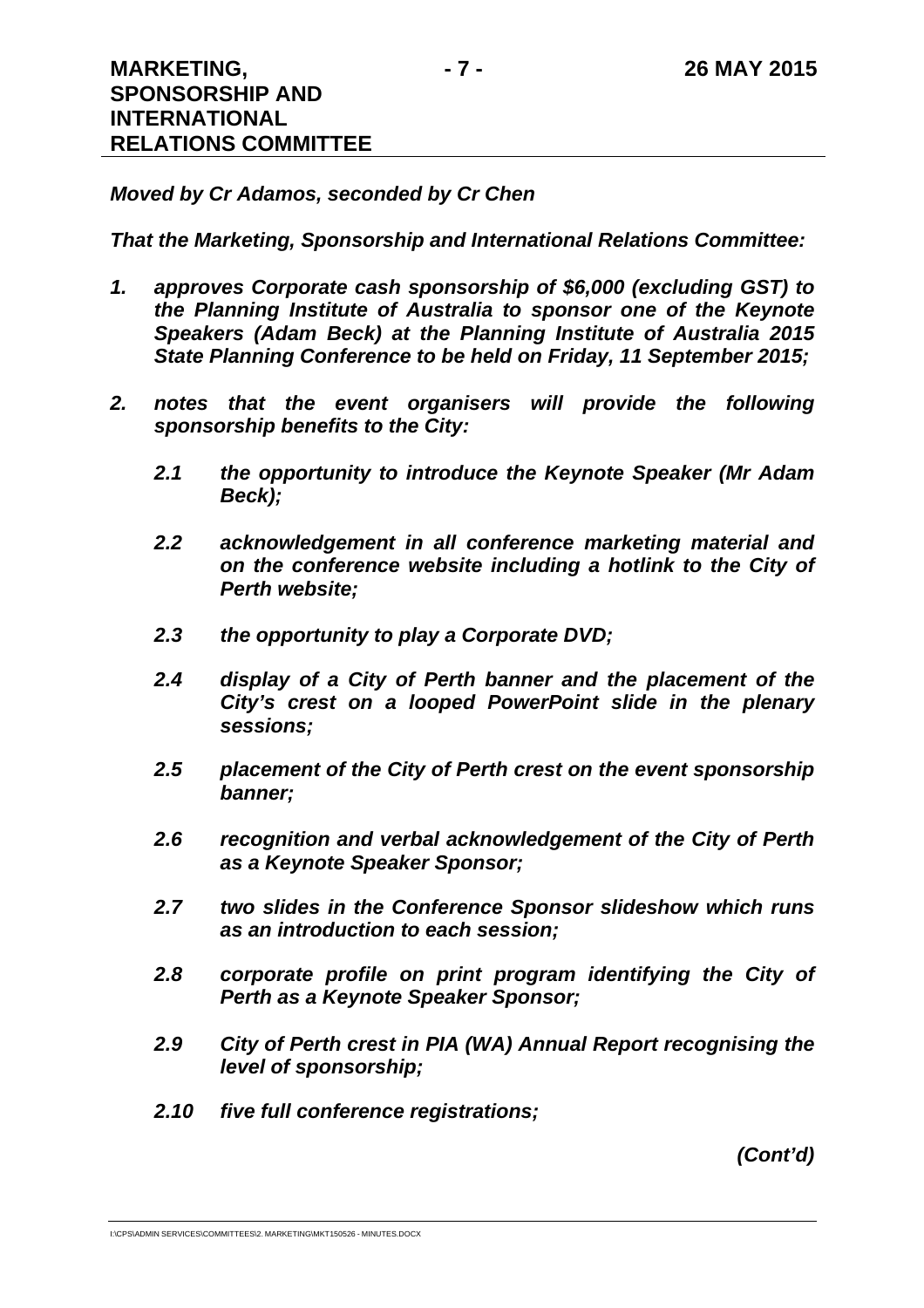***Moved by Cr Adamos, seconded by Cr Chen***

***That the Marketing, Sponsorship and International Relations Committee:***

1. ***approves Corporate cash sponsorship of $6,000 (excluding GST) to the Planning Institute of Australia to sponsor one of the Keynote Speakers (Adam Beck) at the Planning Institute of Australia 2015 State Planning Conference to be held on Friday, 11 September 2015;***

2. ***notes that the event organisers will provide the following sponsorship benefits to the City:***

   ***2.1 the opportunity to introduce the Keynote Speaker (Mr Adam Beck);***

   ***2.2 acknowledgement in all conference marketing material and on the conference website including a hotlink to the City of Perth website;***

   ***2.3 the opportunity to play a Corporate DVD;***

   ***2.4 display of a City of Perth banner and the placement of the City's crest on a looped PowerPoint slide in the plenary sessions;***

   ***2.5 placement of the City of Perth crest on the event sponsorship banner;***

   ***2.6 recognition and verbal acknowledgement of the City of Perth as a Keynote Speaker Sponsor;***

   ***2.7 two slides in the Conference Sponsor slideshow which runs as an introduction to each session;***

   ***2.8 corporate profile on print program identifying the City of Perth as a Keynote Speaker Sponsor;***

   ***2.9 City of Perth crest in PIA (WA) Annual Report recognising the level of sponsorship;***

   ***2.10 five full conference registrations;***

***(Cont'd)***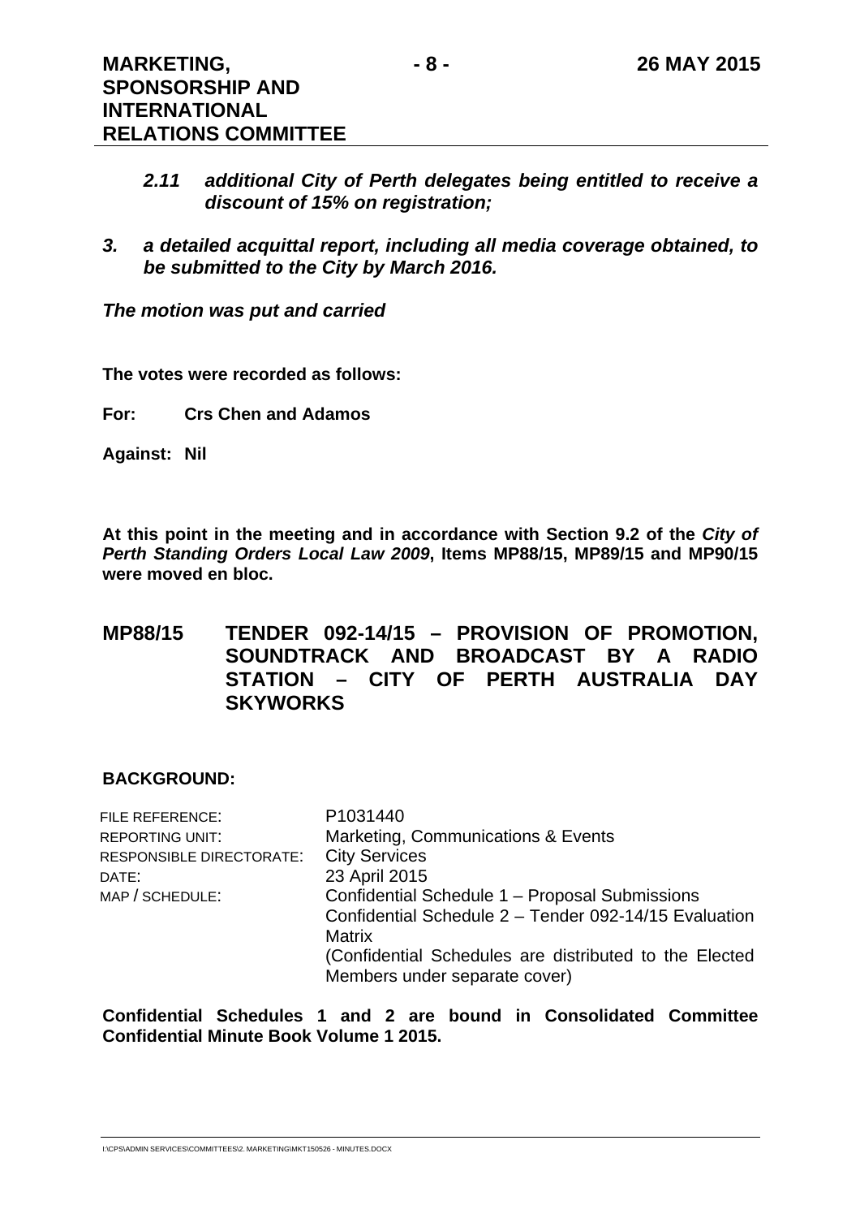***2.11 additional City of Perth delegates being entitled to receive a discount of 15% on registration;***

***3. a detailed acquittal report, including all media coverage obtained, to be submitted to the City by March 2016.***

***The motion was put and carried***

**The votes were recorded as follows:**

**For: Crs Chen and Adamos**

**Against: Nil**

**At this point in the meeting and in accordance with Section 9.2 of the *City of Perth Standing Orders Local Law 2009*, Items MP88/15, MP89/15 and MP90/15 were moved en bloc.**

## MP88/15 TENDER 092-14/15 – PROVISION OF PROMOTION, SOUNDTRACK AND BROADCAST BY A RADIO STATION – CITY OF PERTH AUSTRALIA DAY SKYWORKS

**BACKGROUND:**

| | |
|---|---|
| FILE REFERENCE: | P1031440 |
| REPORTING UNIT: | Marketing, Communications & Events |
| RESPONSIBLE DIRECTORATE: | City Services |
| DATE: | 23 April 2015 |
| MAP / SCHEDULE: | Confidential Schedule 1 – Proposal Submissions<br>Confidential Schedule 2 – Tender 092-14/15 Evaluation Matrix<br>(Confidential Schedules are distributed to the Elected Members under separate cover) |

**Confidential Schedules 1 and 2 are bound in Consolidated Committee Confidential Minute Book Volume 1 2015.**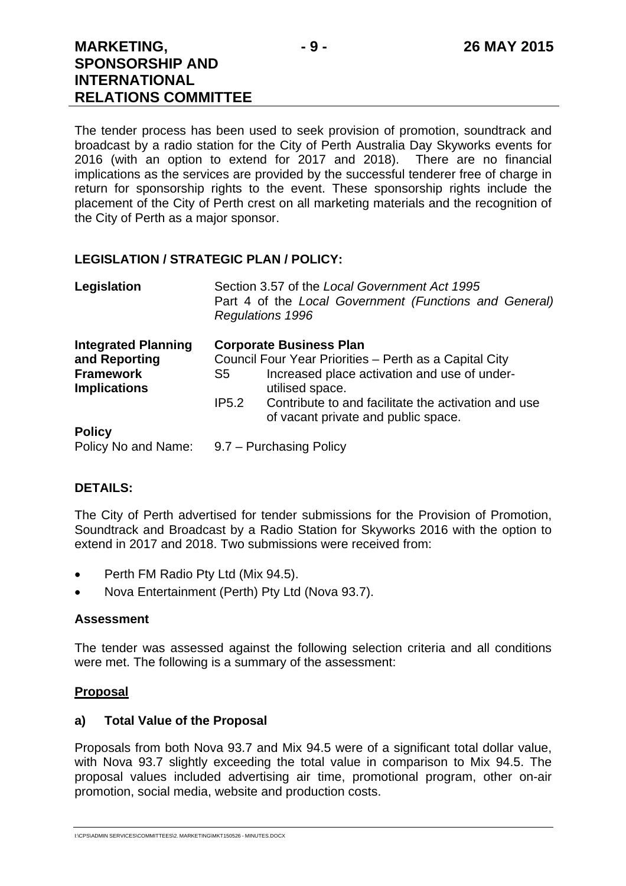The tender process has been used to seek provision of promotion, soundtrack and broadcast by a radio station for the City of Perth Australia Day Skyworks events for 2016 (with an option to extend for 2017 and 2018). There are no financial implications as the services are provided by the successful tenderer free of charge in return for sponsorship rights to the event. These sponsorship rights include the placement of the City of Perth crest on all marketing materials and the recognition of the City of Perth as a major sponsor.

## LEGISLATION / STRATEGIC PLAN / POLICY:

**Legislation**
Section 3.57 of the *Local Government Act 1995*
Part 4 of the *Local Government (Functions and General) Regulations 1996*

**Integrated Planning and Reporting Framework Implications**
**Corporate Business Plan**
Council Four Year Priorities – Perth as a Capital City
S5 Increased place activation and use of under-utilised space.
IP5.2 Contribute to and facilitate the activation and use of vacant private and public space.

**Policy**
Policy No and Name: 9.7 – Purchasing Policy

## DETAILS:

The City of Perth advertised for tender submissions for the Provision of Promotion, Soundtrack and Broadcast by a Radio Station for Skyworks 2016 with the option to extend in 2017 and 2018. Two submissions were received from:

- Perth FM Radio Pty Ltd (Mix 94.5).
- Nova Entertainment (Perth) Pty Ltd (Nova 93.7).

### Assessment

The tender was assessed against the following selection criteria and all conditions were met. The following is a summary of the assessment:

**Proposal**

**a) Total Value of the Proposal**

Proposals from both Nova 93.7 and Mix 94.5 were of a significant total dollar value, with Nova 93.7 slightly exceeding the total value in comparison to Mix 94.5. The proposal values included advertising air time, promotional program, other on-air promotion, social media, website and production costs.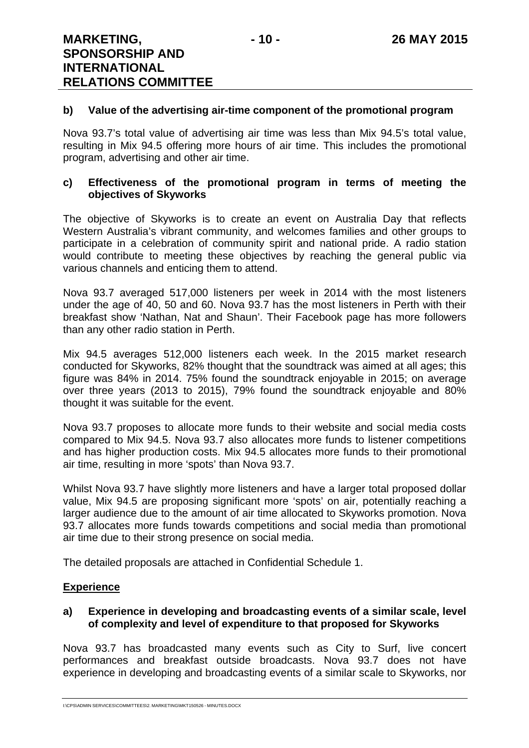**b) Value of the advertising air-time component of the promotional program**

Nova 93.7's total value of advertising air time was less than Mix 94.5's total value, resulting in Mix 94.5 offering more hours of air time. This includes the promotional program, advertising and other air time.

**c) Effectiveness of the promotional program in terms of meeting the objectives of Skyworks**

The objective of Skyworks is to create an event on Australia Day that reflects Western Australia's vibrant community, and welcomes families and other groups to participate in a celebration of community spirit and national pride. A radio station would contribute to meeting these objectives by reaching the general public via various channels and enticing them to attend.

Nova 93.7 averaged 517,000 listeners per week in 2014 with the most listeners under the age of 40, 50 and 60. Nova 93.7 has the most listeners in Perth with their breakfast show 'Nathan, Nat and Shaun'. Their Facebook page has more followers than any other radio station in Perth.

Mix 94.5 averages 512,000 listeners each week. In the 2015 market research conducted for Skyworks, 82% thought that the soundtrack was aimed at all ages; this figure was 84% in 2014. 75% found the soundtrack enjoyable in 2015; on average over three years (2013 to 2015), 79% found the soundtrack enjoyable and 80% thought it was suitable for the event.

Nova 93.7 proposes to allocate more funds to their website and social media costs compared to Mix 94.5. Nova 93.7 also allocates more funds to listener competitions and has higher production costs. Mix 94.5 allocates more funds to their promotional air time, resulting in more 'spots' than Nova 93.7.

Whilst Nova 93.7 have slightly more listeners and have a larger total proposed dollar value, Mix 94.5 are proposing significant more 'spots' on air, potentially reaching a larger audience due to the amount of air time allocated to Skyworks promotion. Nova 93.7 allocates more funds towards competitions and social media than promotional air time due to their strong presence on social media.

The detailed proposals are attached in Confidential Schedule 1.

**Experience**

**a) Experience in developing and broadcasting events of a similar scale, level of complexity and level of expenditure to that proposed for Skyworks**

Nova 93.7 has broadcasted many events such as City to Surf, live concert performances and breakfast outside broadcasts. Nova 93.7 does not have experience in developing and broadcasting events of a similar scale to Skyworks, nor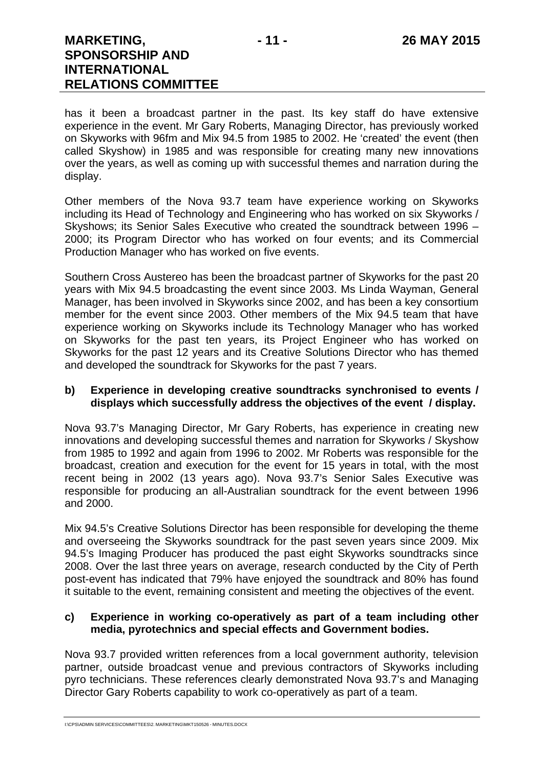has it been a broadcast partner in the past. Its key staff do have extensive experience in the event. Mr Gary Roberts, Managing Director, has previously worked on Skyworks with 96fm and Mix 94.5 from 1985 to 2002. He 'created' the event (then called Skyshow) in 1985 and was responsible for creating many new innovations over the years, as well as coming up with successful themes and narration during the display.

Other members of the Nova 93.7 team have experience working on Skyworks including its Head of Technology and Engineering who has worked on six Skyworks / Skyshows; its Senior Sales Executive who created the soundtrack between 1996 – 2000; its Program Director who has worked on four events; and its Commercial Production Manager who has worked on five events.

Southern Cross Austereo has been the broadcast partner of Skyworks for the past 20 years with Mix 94.5 broadcasting the event since 2003. Ms Linda Wayman, General Manager, has been involved in Skyworks since 2002, and has been a key consortium member for the event since 2003. Other members of the Mix 94.5 team that have experience working on Skyworks include its Technology Manager who has worked on Skyworks for the past ten years, its Project Engineer who has worked on Skyworks for the past 12 years and its Creative Solutions Director who has themed and developed the soundtrack for Skyworks for the past 7 years.

**b) Experience in developing creative soundtracks synchronised to events / displays which successfully address the objectives of the event / display.**

Nova 93.7's Managing Director, Mr Gary Roberts, has experience in creating new innovations and developing successful themes and narration for Skyworks / Skyshow from 1985 to 1992 and again from 1996 to 2002. Mr Roberts was responsible for the broadcast, creation and execution for the event for 15 years in total, with the most recent being in 2002 (13 years ago). Nova 93.7's Senior Sales Executive was responsible for producing an all-Australian soundtrack for the event between 1996 and 2000.

Mix 94.5's Creative Solutions Director has been responsible for developing the theme and overseeing the Skyworks soundtrack for the past seven years since 2009. Mix 94.5's Imaging Producer has produced the past eight Skyworks soundtracks since 2008. Over the last three years on average, research conducted by the City of Perth post-event has indicated that 79% have enjoyed the soundtrack and 80% has found it suitable to the event, remaining consistent and meeting the objectives of the event.

**c) Experience in working co-operatively as part of a team including other media, pyrotechnics and special effects and Government bodies.**

Nova 93.7 provided written references from a local government authority, television partner, outside broadcast venue and previous contractors of Skyworks including pyro technicians. These references clearly demonstrated Nova 93.7's and Managing Director Gary Roberts capability to work co-operatively as part of a team.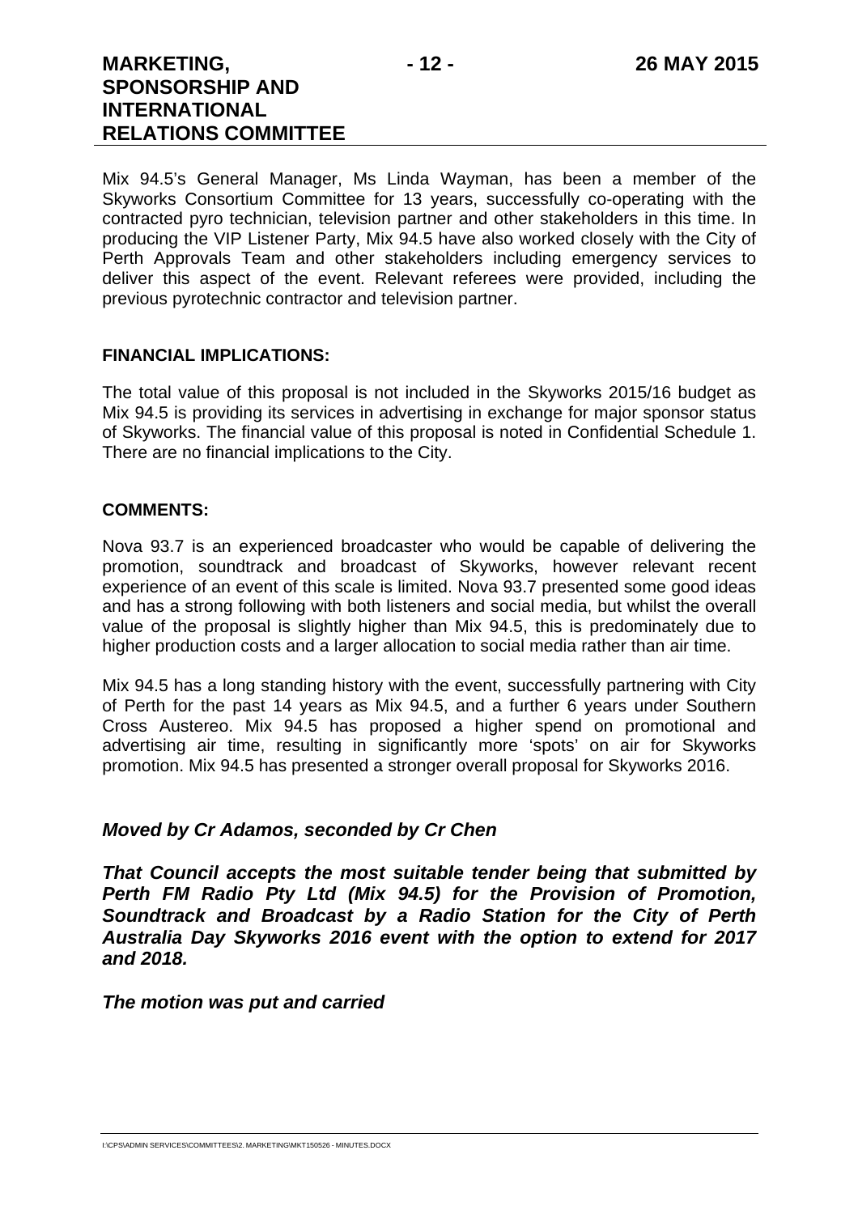Mix 94.5's General Manager, Ms Linda Wayman, has been a member of the Skyworks Consortium Committee for 13 years, successfully co-operating with the contracted pyro technician, television partner and other stakeholders in this time. In producing the VIP Listener Party, Mix 94.5 have also worked closely with the City of Perth Approvals Team and other stakeholders including emergency services to deliver this aspect of the event. Relevant referees were provided, including the previous pyrotechnic contractor and television partner.

**FINANCIAL IMPLICATIONS:**

The total value of this proposal is not included in the Skyworks 2015/16 budget as Mix 94.5 is providing its services in advertising in exchange for major sponsor status of Skyworks. The financial value of this proposal is noted in Confidential Schedule 1. There are no financial implications to the City.

**COMMENTS:**

Nova 93.7 is an experienced broadcaster who would be capable of delivering the promotion, soundtrack and broadcast of Skyworks, however relevant recent experience of an event of this scale is limited. Nova 93.7 presented some good ideas and has a strong following with both listeners and social media, but whilst the overall value of the proposal is slightly higher than Mix 94.5, this is predominately due to higher production costs and a larger allocation to social media rather than air time.

Mix 94.5 has a long standing history with the event, successfully partnering with City of Perth for the past 14 years as Mix 94.5, and a further 6 years under Southern Cross Austereo. Mix 94.5 has proposed a higher spend on promotional and advertising air time, resulting in significantly more 'spots' on air for Skyworks promotion. Mix 94.5 has presented a stronger overall proposal for Skyworks 2016.

***Moved by Cr Adamos, seconded by Cr Chen***

***That Council accepts the most suitable tender being that submitted by Perth FM Radio Pty Ltd (Mix 94.5) for the Provision of Promotion, Soundtrack and Broadcast by a Radio Station for the City of Perth Australia Day Skyworks 2016 event with the option to extend for 2017 and 2018.***

***The motion was put and carried***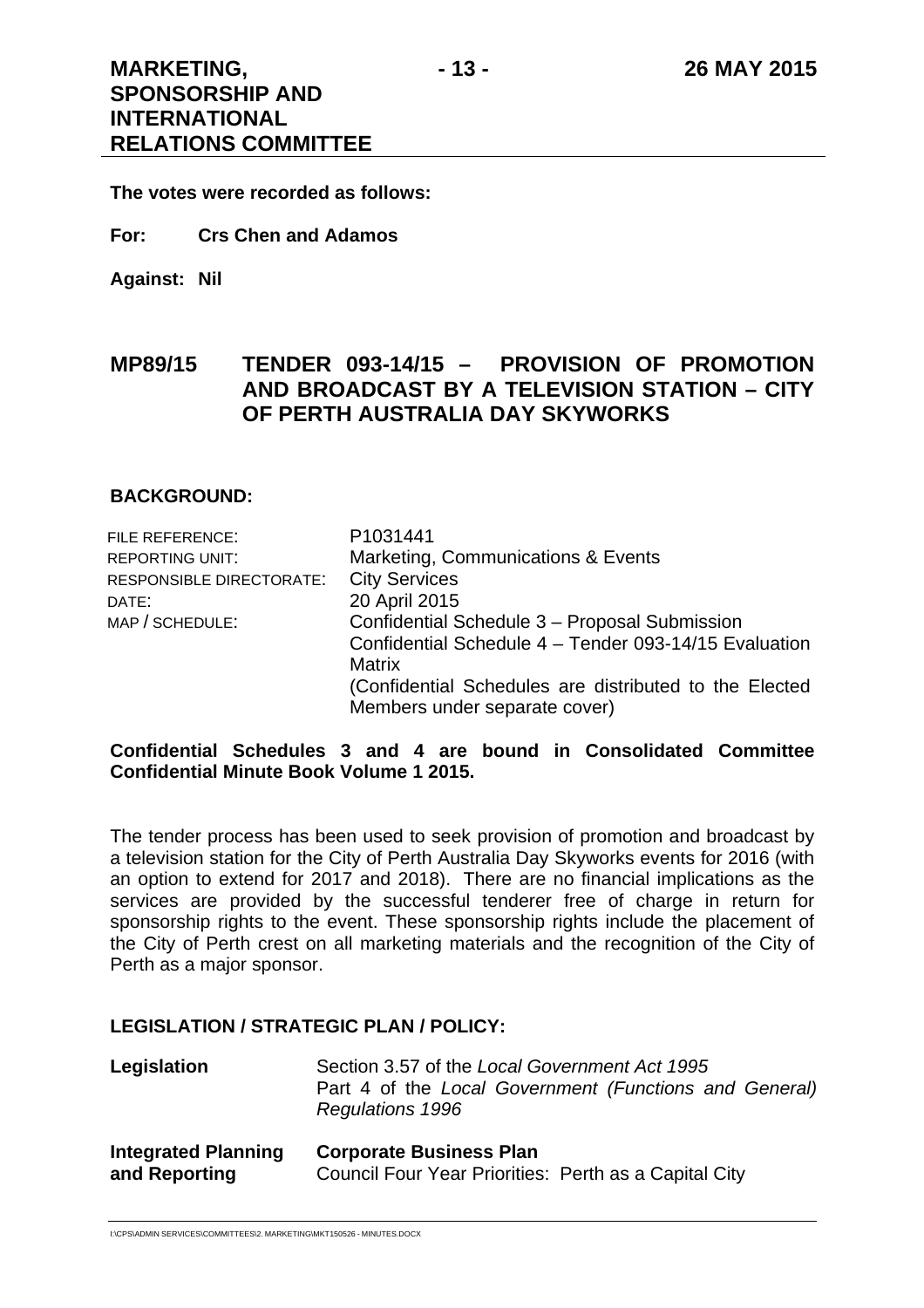**The votes were recorded as follows:**

**For:** **Crs Chen and Adamos**

**Against:** **Nil**

## MP89/15 TENDER 093-14/15 – PROVISION OF PROMOTION AND BROADCAST BY A TELEVISION STATION – CITY OF PERTH AUSTRALIA DAY SKYWORKS

### BACKGROUND:

| | |
|---|---|
| FILE REFERENCE: | P1031441 |
| REPORTING UNIT: | Marketing, Communications & Events |
| RESPONSIBLE DIRECTORATE: | City Services |
| DATE: | 20 April 2015 |
| MAP / SCHEDULE: | Confidential Schedule 3 – Proposal Submission<br>Confidential Schedule 4 – Tender 093-14/15 Evaluation Matrix<br>(Confidential Schedules are distributed to the Elected Members under separate cover) |

**Confidential Schedules 3 and 4 are bound in Consolidated Committee Confidential Minute Book Volume 1 2015.**

The tender process has been used to seek provision of promotion and broadcast by a television station for the City of Perth Australia Day Skyworks events for 2016 (with an option to extend for 2017 and 2018). There are no financial implications as the services are provided by the successful tenderer free of charge in return for sponsorship rights to the event. These sponsorship rights include the placement of the City of Perth crest on all marketing materials and the recognition of the City of Perth as a major sponsor.

### LEGISLATION / STRATEGIC PLAN / POLICY:

| | |
|---|---|
| **Legislation** | Section 3.57 of the *Local Government Act 1995*<br>Part 4 of the *Local Government (Functions and General) Regulations 1996* |
| **Integrated Planning and Reporting** | **Corporate Business Plan**<br>Council Four Year Priorities: Perth as a Capital City |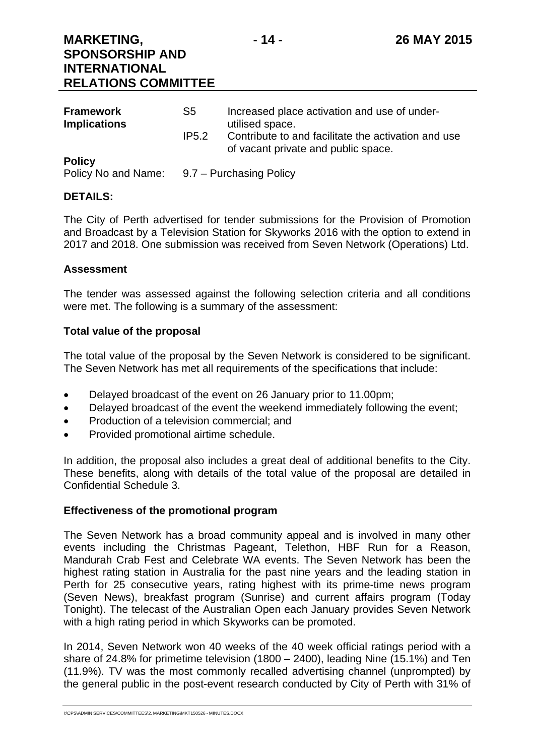| | | |
|---|---|---|
| **Framework Implications** | S5 | Increased place activation and use of under-utilised space. |
| | IP5.2 | Contribute to and facilitate the activation and use of vacant private and public space. |

**Policy**

Policy No and Name: 9.7 – Purchasing Policy

**DETAILS:**

The City of Perth advertised for tender submissions for the Provision of Promotion and Broadcast by a Television Station for Skyworks 2016 with the option to extend in 2017 and 2018. One submission was received from Seven Network (Operations) Ltd.

**Assessment**

The tender was assessed against the following selection criteria and all conditions were met. The following is a summary of the assessment:

**Total value of the proposal**

The total value of the proposal by the Seven Network is considered to be significant. The Seven Network has met all requirements of the specifications that include:

- Delayed broadcast of the event on 26 January prior to 11.00pm;
- Delayed broadcast of the event the weekend immediately following the event;
- Production of a television commercial; and
- Provided promotional airtime schedule.

In addition, the proposal also includes a great deal of additional benefits to the City. These benefits, along with details of the total value of the proposal are detailed in Confidential Schedule 3.

**Effectiveness of the promotional program**

The Seven Network has a broad community appeal and is involved in many other events including the Christmas Pageant, Telethon, HBF Run for a Reason, Mandurah Crab Fest and Celebrate WA events. The Seven Network has been the highest rating station in Australia for the past nine years and the leading station in Perth for 25 consecutive years, rating highest with its prime-time news program (Seven News), breakfast program (Sunrise) and current affairs program (Today Tonight). The telecast of the Australian Open each January provides Seven Network with a high rating period in which Skyworks can be promoted.

In 2014, Seven Network won 40 weeks of the 40 week official ratings period with a share of 24.8% for primetime television (1800 – 2400), leading Nine (15.1%) and Ten (11.9%). TV was the most commonly recalled advertising channel (unprompted) by the general public in the post-event research conducted by City of Perth with 31% of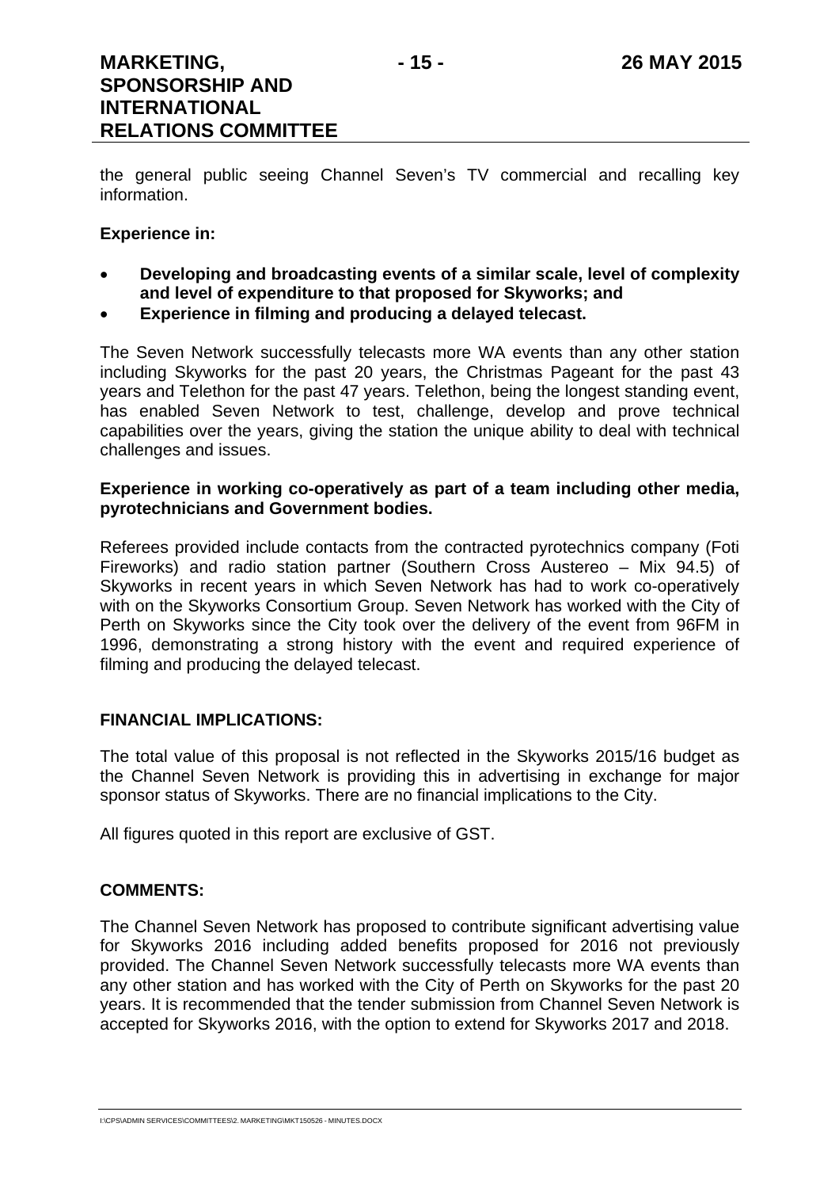the general public seeing Channel Seven's TV commercial and recalling key information.

**Experience in:**

- **Developing and broadcasting events of a similar scale, level of complexity and level of expenditure to that proposed for Skyworks; and**
- **Experience in filming and producing a delayed telecast.**

The Seven Network successfully telecasts more WA events than any other station including Skyworks for the past 20 years, the Christmas Pageant for the past 43 years and Telethon for the past 47 years. Telethon, being the longest standing event, has enabled Seven Network to test, challenge, develop and prove technical capabilities over the years, giving the station the unique ability to deal with technical challenges and issues.

**Experience in working co-operatively as part of a team including other media, pyrotechnicians and Government bodies.**

Referees provided include contacts from the contracted pyrotechnics company (Foti Fireworks) and radio station partner (Southern Cross Austereo – Mix 94.5) of Skyworks in recent years in which Seven Network has had to work co-operatively with on the Skyworks Consortium Group. Seven Network has worked with the City of Perth on Skyworks since the City took over the delivery of the event from 96FM in 1996, demonstrating a strong history with the event and required experience of filming and producing the delayed telecast.

## FINANCIAL IMPLICATIONS:

The total value of this proposal is not reflected in the Skyworks 2015/16 budget as the Channel Seven Network is providing this in advertising in exchange for major sponsor status of Skyworks. There are no financial implications to the City.

All figures quoted in this report are exclusive of GST.

## COMMENTS:

The Channel Seven Network has proposed to contribute significant advertising value for Skyworks 2016 including added benefits proposed for 2016 not previously provided. The Channel Seven Network successfully telecasts more WA events than any other station and has worked with the City of Perth on Skyworks for the past 20 years. It is recommended that the tender submission from Channel Seven Network is accepted for Skyworks 2016, with the option to extend for Skyworks 2017 and 2018.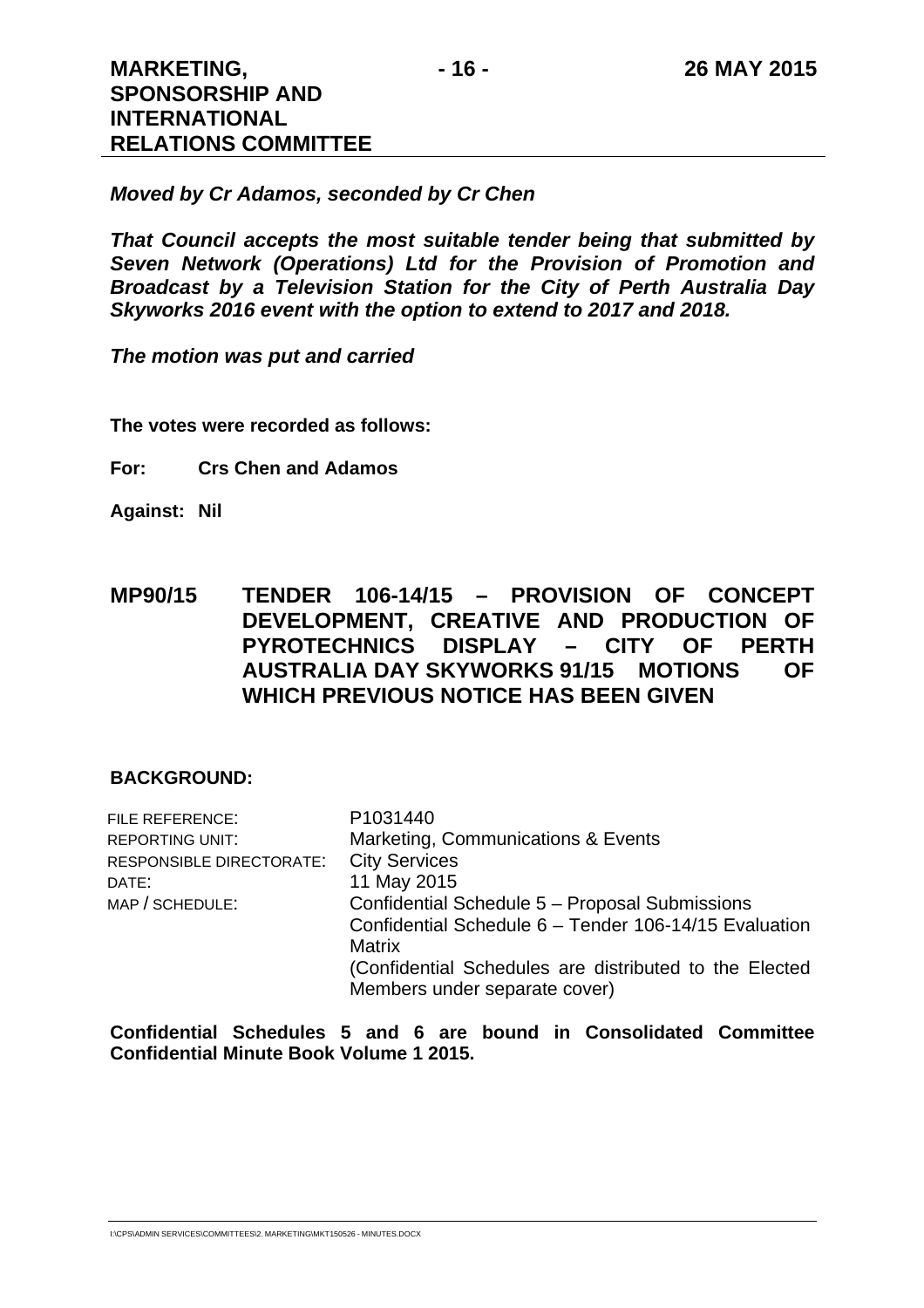***Moved by Cr Adamos, seconded by Cr Chen***

***That Council accepts the most suitable tender being that submitted by Seven Network (Operations) Ltd for the Provision of Promotion and Broadcast by a Television Station for the City of Perth Australia Day Skyworks 2016 event with the option to extend to 2017 and 2018.***

***The motion was put and carried***

**The votes were recorded as follows:**

**For: Crs Chen and Adamos**

**Against: Nil**

## MP90/15 TENDER 106-14/15 – PROVISION OF CONCEPT DEVELOPMENT, CREATIVE AND PRODUCTION OF PYROTECHNICS DISPLAY – CITY OF PERTH AUSTRALIA DAY SKYWORKS 91/15 MOTIONS OF WHICH PREVIOUS NOTICE HAS BEEN GIVEN

**BACKGROUND:**

| | |
|---|---|
| FILE REFERENCE: | P1031440 |
| REPORTING UNIT: | Marketing, Communications & Events |
| RESPONSIBLE DIRECTORATE: | City Services |
| DATE: | 11 May 2015 |
| MAP / SCHEDULE: | Confidential Schedule 5 – Proposal Submissions<br>Confidential Schedule 6 – Tender 106-14/15 Evaluation Matrix<br>(Confidential Schedules are distributed to the Elected Members under separate cover) |

**Confidential Schedules 5 and 6 are bound in Consolidated Committee Confidential Minute Book Volume 1 2015.**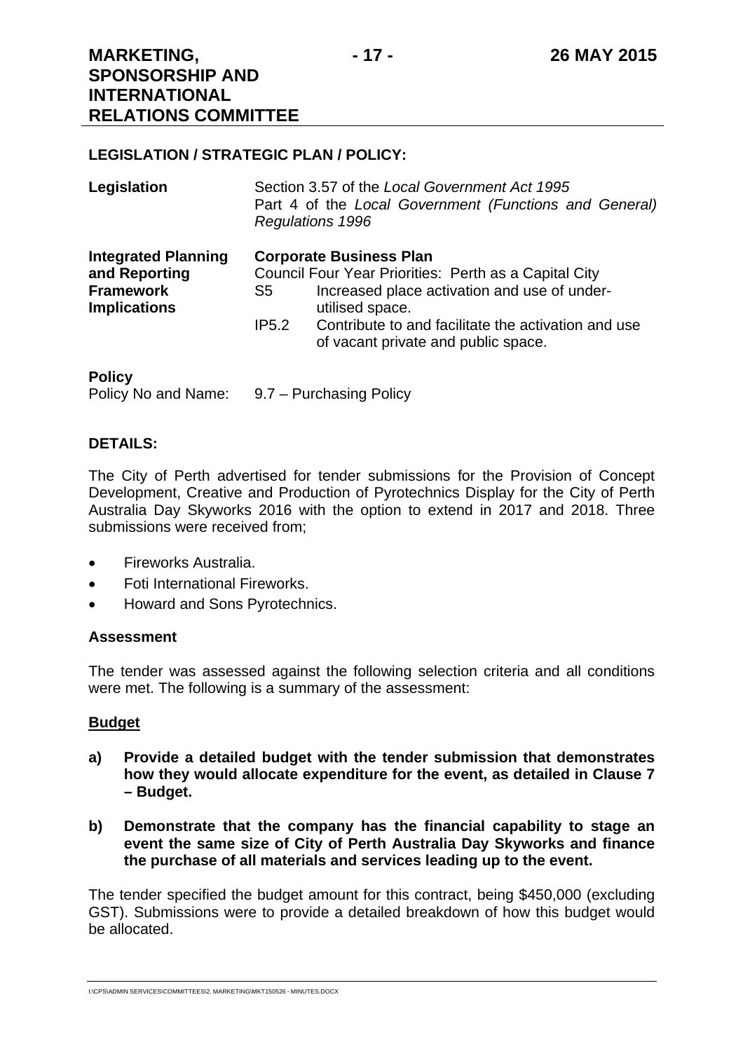**LEGISLATION / STRATEGIC PLAN / POLICY:**

| | |
|---|---|
| **Legislation** | Section 3.57 of the *Local Government Act 1995*<br>Part 4 of the *Local Government (Functions and General) Regulations 1996* |
| **Integrated Planning and Reporting Framework Implications** | **Corporate Business Plan**<br>Council Four Year Priorities: Perth as a Capital City<br>S5 Increased place activation and use of under-utilised space.<br>IP5.2 Contribute to and facilitate the activation and use of vacant private and public space. |

**Policy**

Policy No and Name: 9.7 – Purchasing Policy

**DETAILS:**

The City of Perth advertised for tender submissions for the Provision of Concept Development, Creative and Production of Pyrotechnics Display for the City of Perth Australia Day Skyworks 2016 with the option to extend in 2017 and 2018. Three submissions were received from;

- Fireworks Australia.
- Foti International Fireworks.
- Howard and Sons Pyrotechnics.

**Assessment**

The tender was assessed against the following selection criteria and all conditions were met. The following is a summary of the assessment:

**<u>Budget</u>**

**a) Provide a detailed budget with the tender submission that demonstrates how they would allocate expenditure for the event, as detailed in Clause 7 – Budget.**

**b) Demonstrate that the company has the financial capability to stage an event the same size of City of Perth Australia Day Skyworks and finance the purchase of all materials and services leading up to the event.**

The tender specified the budget amount for this contract, being $450,000 (excluding GST). Submissions were to provide a detailed breakdown of how this budget would be allocated.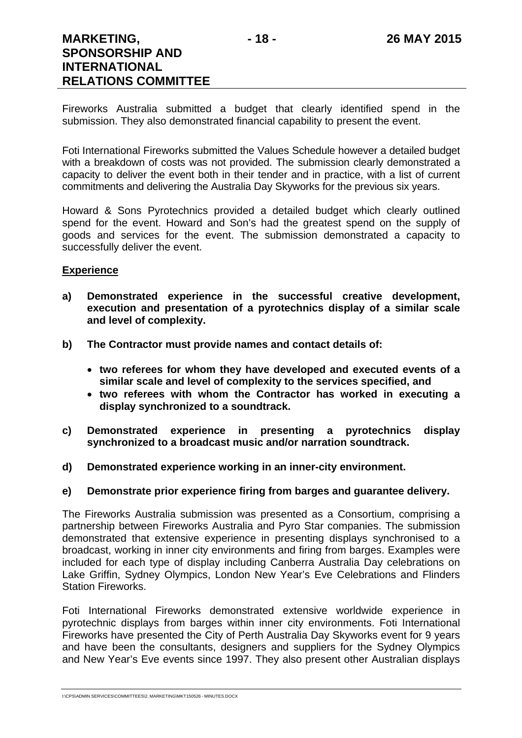Fireworks Australia submitted a budget that clearly identified spend in the submission. They also demonstrated financial capability to present the event.

Foti International Fireworks submitted the Values Schedule however a detailed budget with a breakdown of costs was not provided. The submission clearly demonstrated a capacity to deliver the event both in their tender and in practice, with a list of current commitments and delivering the Australia Day Skyworks for the previous six years.

Howard & Sons Pyrotechnics provided a detailed budget which clearly outlined spend for the event. Howard and Son's had the greatest spend on the supply of goods and services for the event. The submission demonstrated a capacity to successfully deliver the event.

**Experience**

**a) Demonstrated experience in the successful creative development, execution and presentation of a pyrotechnics display of a similar scale and level of complexity.**

**b) The Contractor must provide names and contact details of:**

- **two referees for whom they have developed and executed events of a similar scale and level of complexity to the services specified, and**
- **two referees with whom the Contractor has worked in executing a display synchronized to a soundtrack.**

**c) Demonstrated experience in presenting a pyrotechnics display synchronized to a broadcast music and/or narration soundtrack.**

**d) Demonstrated experience working in an inner-city environment.**

**e) Demonstrate prior experience firing from barges and guarantee delivery.**

The Fireworks Australia submission was presented as a Consortium, comprising a partnership between Fireworks Australia and Pyro Star companies. The submission demonstrated that extensive experience in presenting displays synchronised to a broadcast, working in inner city environments and firing from barges. Examples were included for each type of display including Canberra Australia Day celebrations on Lake Griffin, Sydney Olympics, London New Year's Eve Celebrations and Flinders Station Fireworks.

Foti International Fireworks demonstrated extensive worldwide experience in pyrotechnic displays from barges within inner city environments. Foti International Fireworks have presented the City of Perth Australia Day Skyworks event for 9 years and have been the consultants, designers and suppliers for the Sydney Olympics and New Year's Eve events since 1997. They also present other Australian displays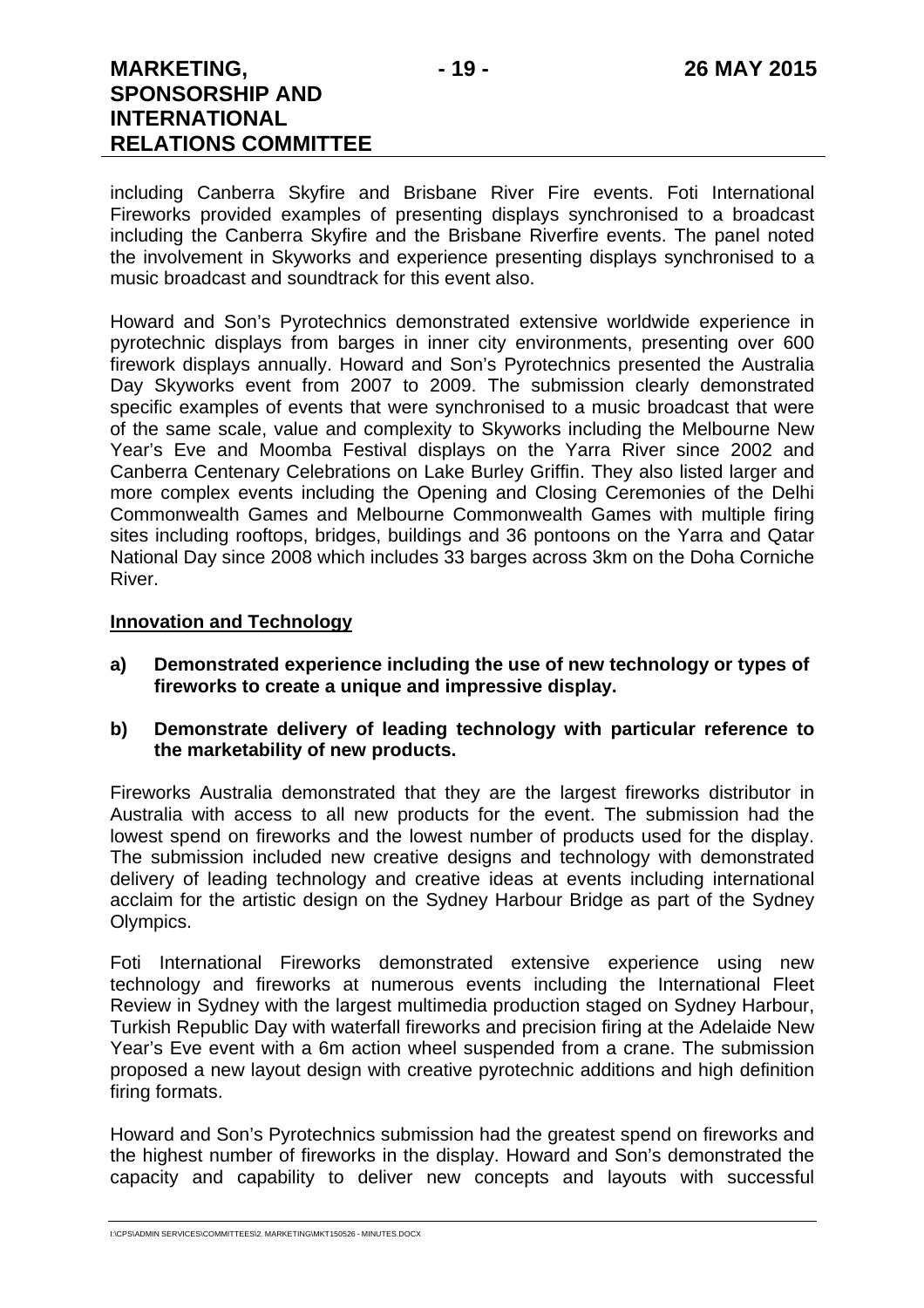including Canberra Skyfire and Brisbane River Fire events. Foti International Fireworks provided examples of presenting displays synchronised to a broadcast including the Canberra Skyfire and the Brisbane Riverfire events. The panel noted the involvement in Skyworks and experience presenting displays synchronised to a music broadcast and soundtrack for this event also.

Howard and Son's Pyrotechnics demonstrated extensive worldwide experience in pyrotechnic displays from barges in inner city environments, presenting over 600 firework displays annually. Howard and Son's Pyrotechnics presented the Australia Day Skyworks event from 2007 to 2009. The submission clearly demonstrated specific examples of events that were synchronised to a music broadcast that were of the same scale, value and complexity to Skyworks including the Melbourne New Year's Eve and Moomba Festival displays on the Yarra River since 2002 and Canberra Centenary Celebrations on Lake Burley Griffin. They also listed larger and more complex events including the Opening and Closing Ceremonies of the Delhi Commonwealth Games and Melbourne Commonwealth Games with multiple firing sites including rooftops, bridges, buildings and 36 pontoons on the Yarra and Qatar National Day since 2008 which includes 33 barges across 3km on the Doha Corniche River.

**Innovation and Technology**

**a) Demonstrated experience including the use of new technology or types of fireworks to create a unique and impressive display.**

**b) Demonstrate delivery of leading technology with particular reference to the marketability of new products.**

Fireworks Australia demonstrated that they are the largest fireworks distributor in Australia with access to all new products for the event. The submission had the lowest spend on fireworks and the lowest number of products used for the display. The submission included new creative designs and technology with demonstrated delivery of leading technology and creative ideas at events including international acclaim for the artistic design on the Sydney Harbour Bridge as part of the Sydney Olympics.

Foti International Fireworks demonstrated extensive experience using new technology and fireworks at numerous events including the International Fleet Review in Sydney with the largest multimedia production staged on Sydney Harbour, Turkish Republic Day with waterfall fireworks and precision firing at the Adelaide New Year's Eve event with a 6m action wheel suspended from a crane. The submission proposed a new layout design with creative pyrotechnic additions and high definition firing formats.

Howard and Son's Pyrotechnics submission had the greatest spend on fireworks and the highest number of fireworks in the display. Howard and Son's demonstrated the capacity and capability to deliver new concepts and layouts with successful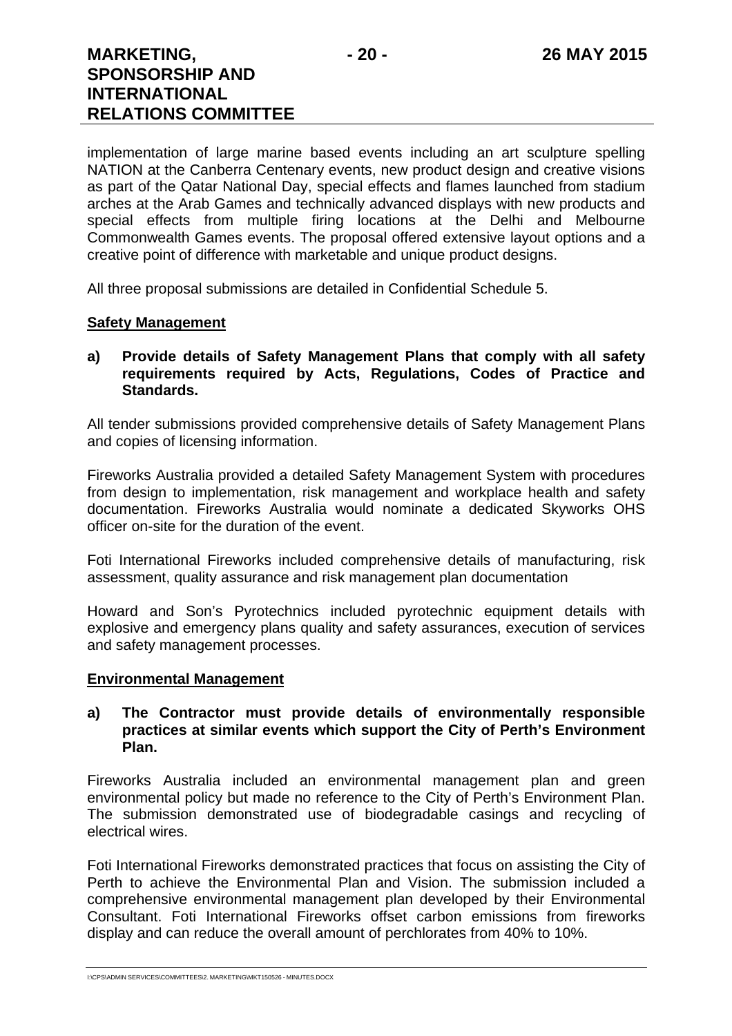implementation of large marine based events including an art sculpture spelling NATION at the Canberra Centenary events, new product design and creative visions as part of the Qatar National Day, special effects and flames launched from stadium arches at the Arab Games and technically advanced displays with new products and special effects from multiple firing locations at the Delhi and Melbourne Commonwealth Games events. The proposal offered extensive layout options and a creative point of difference with marketable and unique product designs.

All three proposal submissions are detailed in Confidential Schedule 5.

**Safety Management**

**a) Provide details of Safety Management Plans that comply with all safety requirements required by Acts, Regulations, Codes of Practice and Standards.**

All tender submissions provided comprehensive details of Safety Management Plans and copies of licensing information.

Fireworks Australia provided a detailed Safety Management System with procedures from design to implementation, risk management and workplace health and safety documentation. Fireworks Australia would nominate a dedicated Skyworks OHS officer on-site for the duration of the event.

Foti International Fireworks included comprehensive details of manufacturing, risk assessment, quality assurance and risk management plan documentation

Howard and Son's Pyrotechnics included pyrotechnic equipment details with explosive and emergency plans quality and safety assurances, execution of services and safety management processes.

**Environmental Management**

**a) The Contractor must provide details of environmentally responsible practices at similar events which support the City of Perth's Environment Plan.**

Fireworks Australia included an environmental management plan and green environmental policy but made no reference to the City of Perth's Environment Plan. The submission demonstrated use of biodegradable casings and recycling of electrical wires.

Foti International Fireworks demonstrated practices that focus on assisting the City of Perth to achieve the Environmental Plan and Vision. The submission included a comprehensive environmental management plan developed by their Environmental Consultant. Foti International Fireworks offset carbon emissions from fireworks display and can reduce the overall amount of perchlorates from 40% to 10%.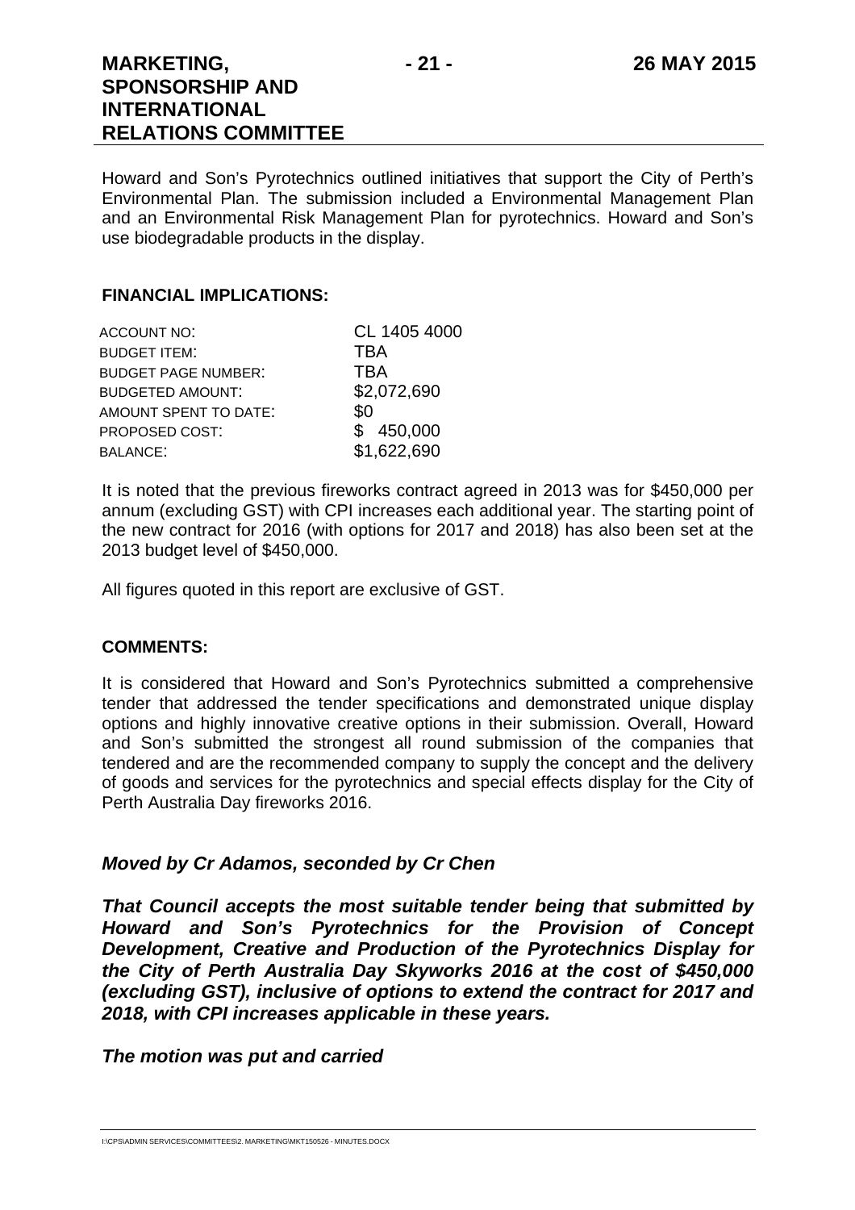Howard and Son's Pyrotechnics outlined initiatives that support the City of Perth's Environmental Plan. The submission included a Environmental Management Plan and an Environmental Risk Management Plan for pyrotechnics. Howard and Son's use biodegradable products in the display.

**FINANCIAL IMPLICATIONS:**

| | |
|---|---|
| ACCOUNT NO: | CL 1405 4000 |
| BUDGET ITEM: | TBA |
| BUDGET PAGE NUMBER: | TBA |
| BUDGETED AMOUNT: | $2,072,690 |
| AMOUNT SPENT TO DATE: | $0 |
| PROPOSED COST: | $ 450,000 |
| BALANCE: | $1,622,690 |

It is noted that the previous fireworks contract agreed in 2013 was for $450,000 per annum (excluding GST) with CPI increases each additional year. The starting point of the new contract for 2016 (with options for 2017 and 2018) has also been set at the 2013 budget level of $450,000.

All figures quoted in this report are exclusive of GST.

**COMMENTS:**

It is considered that Howard and Son's Pyrotechnics submitted a comprehensive tender that addressed the tender specifications and demonstrated unique display options and highly innovative creative options in their submission. Overall, Howard and Son's submitted the strongest all round submission of the companies that tendered and are the recommended company to supply the concept and the delivery of goods and services for the pyrotechnics and special effects display for the City of Perth Australia Day fireworks 2016.

***Moved by Cr Adamos, seconded by Cr Chen***

***That Council accepts the most suitable tender being that submitted by Howard and Son's Pyrotechnics for the Provision of Concept Development, Creative and Production of the Pyrotechnics Display for the City of Perth Australia Day Skyworks 2016 at the cost of $450,000 (excluding GST), inclusive of options to extend the contract for 2017 and 2018, with CPI increases applicable in these years.***

***The motion was put and carried***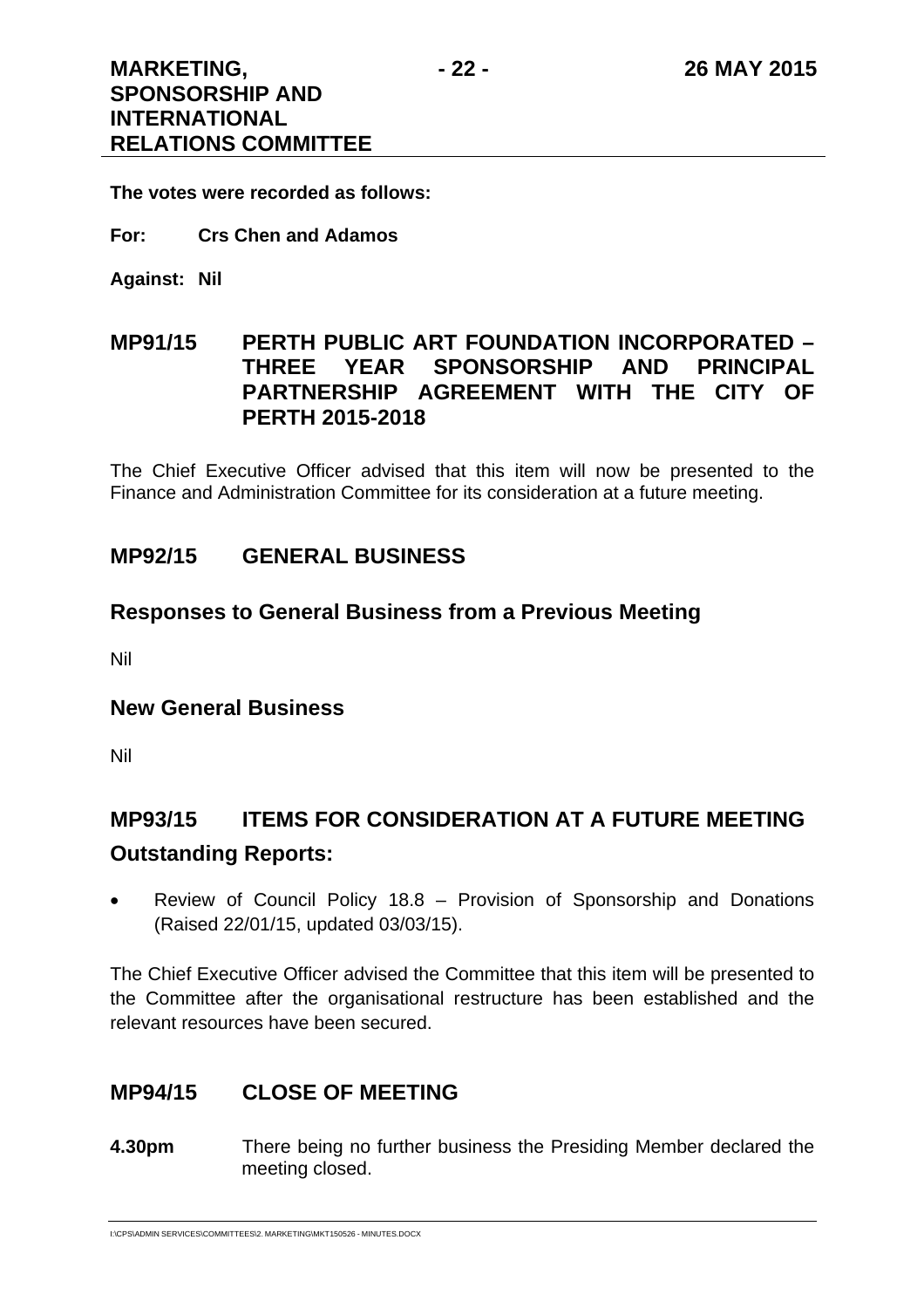**The votes were recorded as follows:**

**For: Crs Chen and Adamos**

**Against: Nil**

## MP91/15 PERTH PUBLIC ART FOUNDATION INCORPORATED – THREE YEAR SPONSORSHIP AND PRINCIPAL PARTNERSHIP AGREEMENT WITH THE CITY OF PERTH 2015-2018

The Chief Executive Officer advised that this item will now be presented to the Finance and Administration Committee for its consideration at a future meeting.

## MP92/15 GENERAL BUSINESS

### Responses to General Business from a Previous Meeting

Nil

### New General Business

Nil

## MP93/15 ITEMS FOR CONSIDERATION AT A FUTURE MEETING

### Outstanding Reports:

- Review of Council Policy 18.8 – Provision of Sponsorship and Donations (Raised 22/01/15, updated 03/03/15).

The Chief Executive Officer advised the Committee that this item will be presented to the Committee after the organisational restructure has been established and the relevant resources have been secured.

## MP94/15 CLOSE OF MEETING

**4.30pm** There being no further business the Presiding Member declared the meeting closed.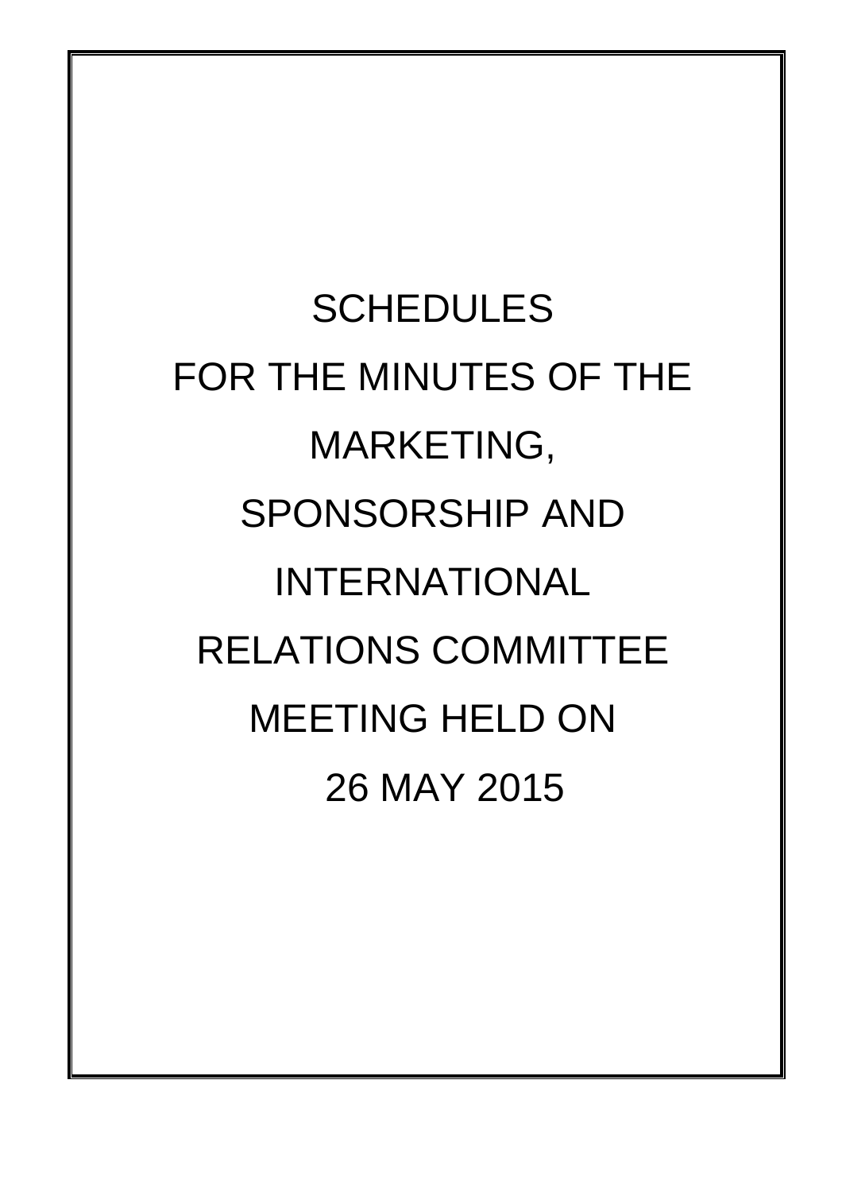# SCHEDULES FOR THE MINUTES OF THE MARKETING, SPONSORSHIP AND INTERNATIONAL RELATIONS COMMITTEE MEETING HELD ON 26 MAY 2015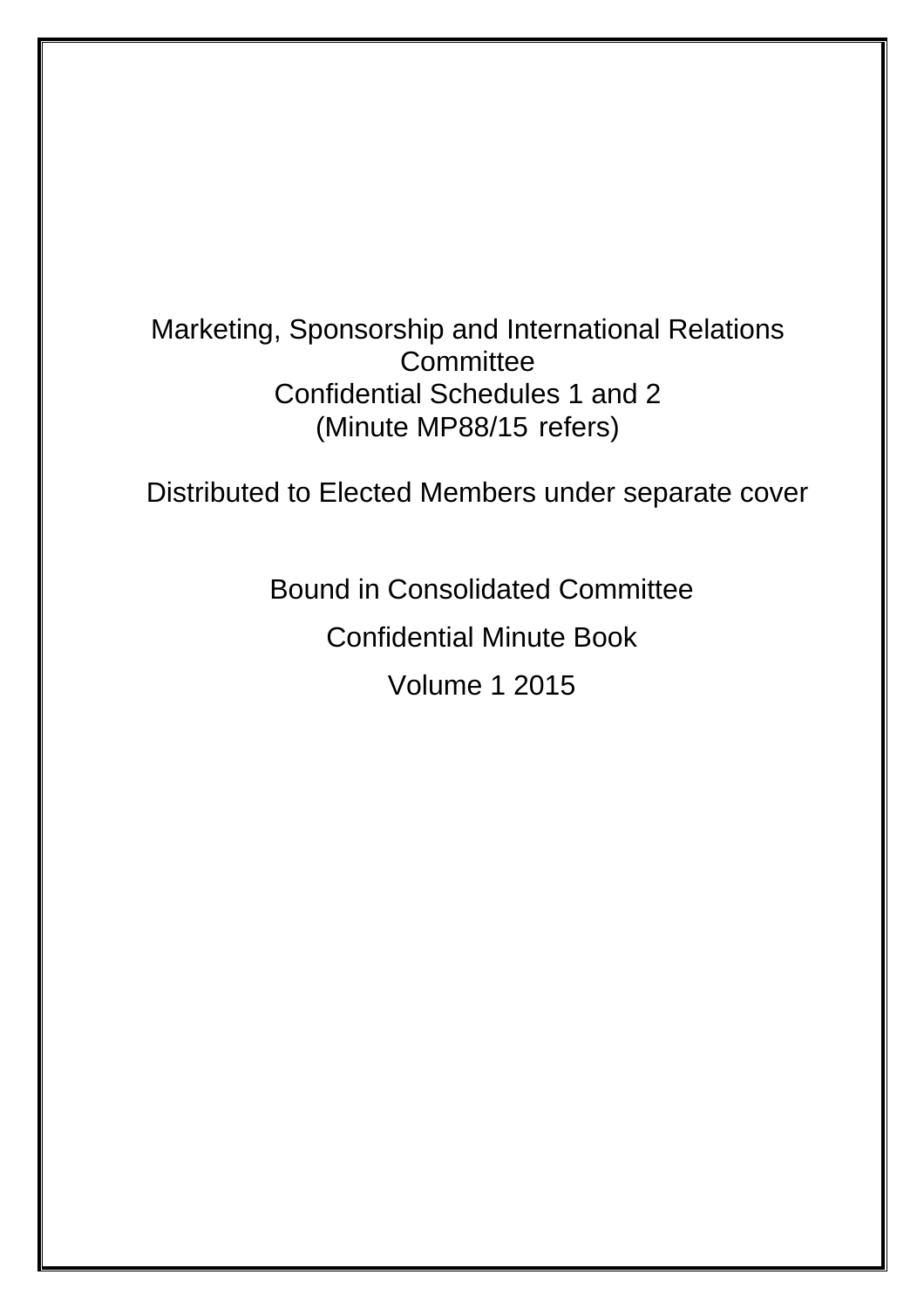Marketing, Sponsorship and International Relations Committee
Confidential Schedules 1 and 2
(Minute MP88/15 refers)

Distributed to Elected Members under separate cover

Bound in Consolidated Committee

Confidential Minute Book

Volume 1 2015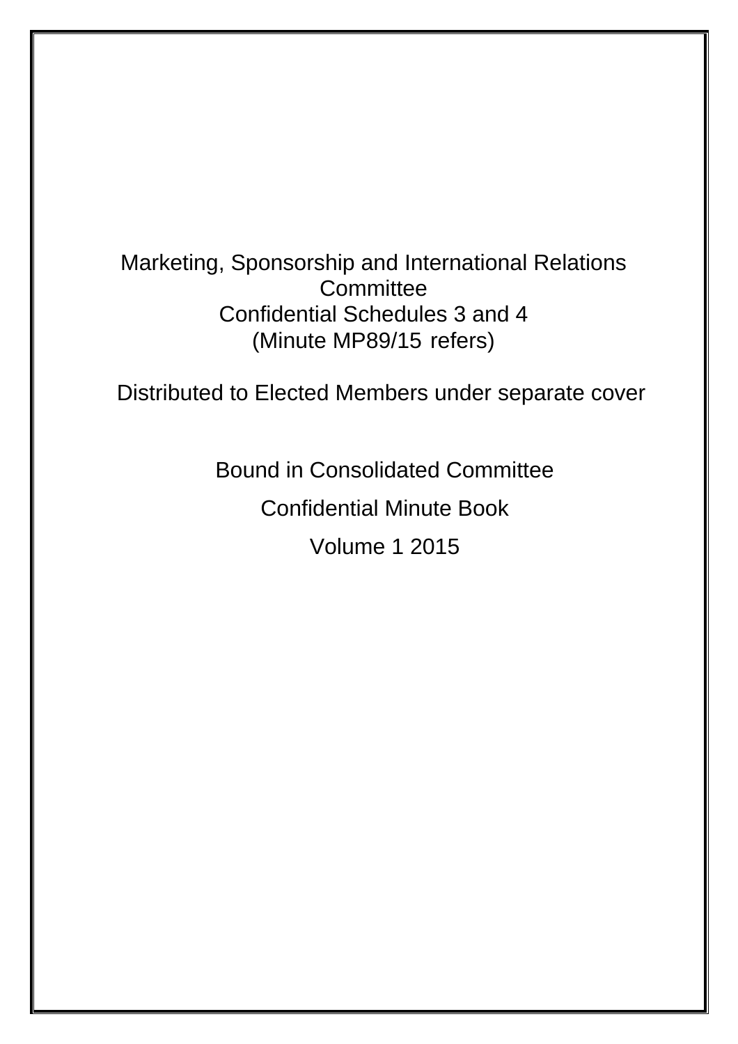Marketing, Sponsorship and International Relations Committee
Confidential Schedules 3 and 4
(Minute MP89/15 refers)

Distributed to Elected Members under separate cover

Bound in Consolidated Committee

Confidential Minute Book

Volume 1 2015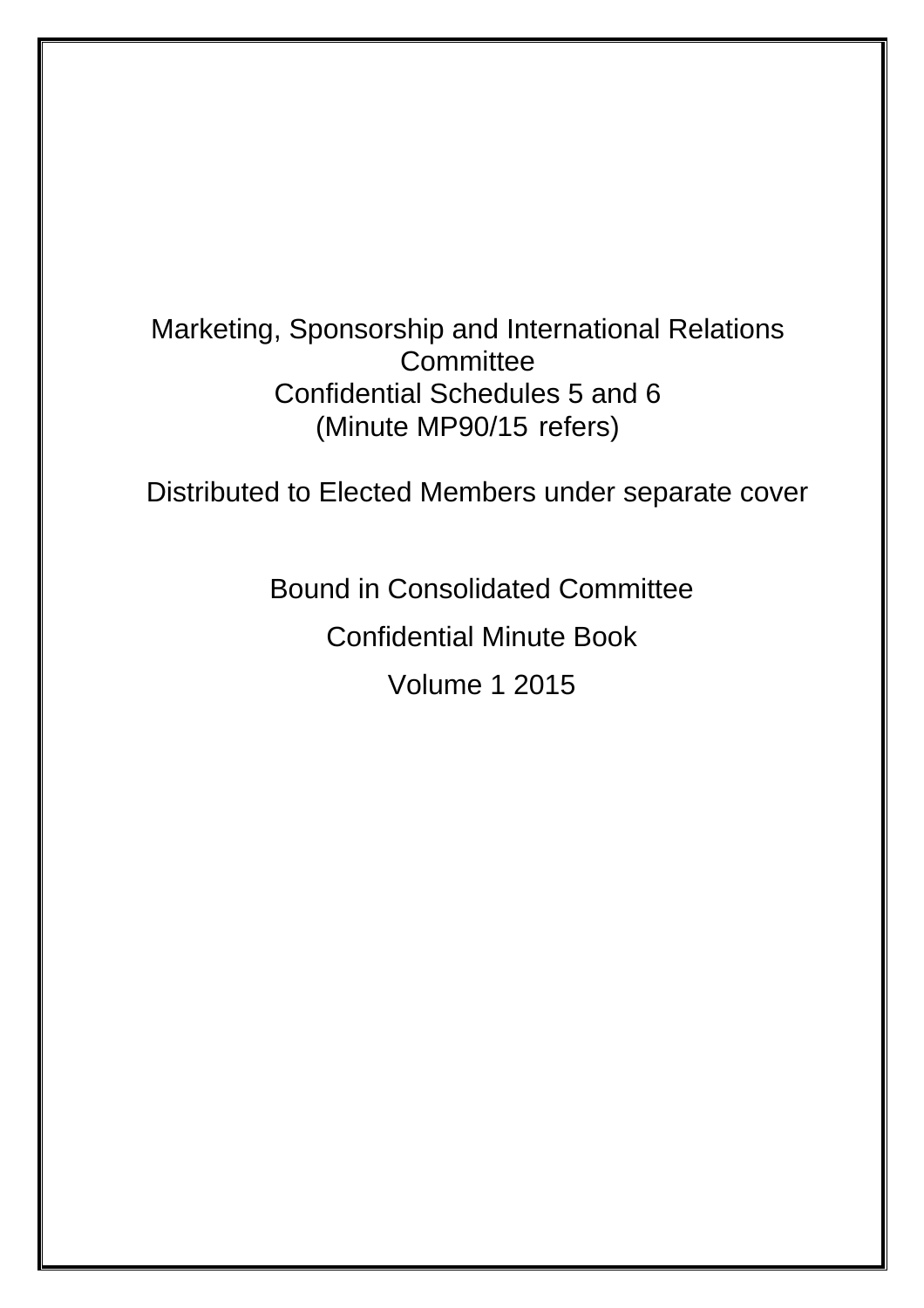Marketing, Sponsorship and International Relations Committee
Confidential Schedules 5 and 6
(Minute MP90/15 refers)

Distributed to Elected Members under separate cover

Bound in Consolidated Committee

Confidential Minute Book

Volume 1 2015